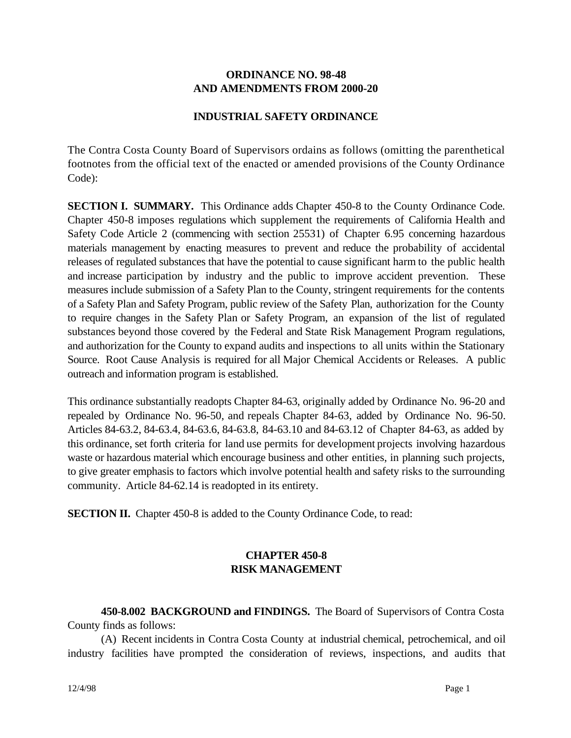# ORDINANCE NO. 98-48
# AND AMENDMENTS FROM 2000-20

## INDUSTRIAL SAFETY ORDINANCE

The Contra Costa County Board of Supervisors ordains as follows (omitting the parenthetical footnotes from the official text of the enacted or amended provisions of the County Ordinance Code):

**SECTION I. SUMMARY.** This Ordinance adds Chapter 450-8 to the County Ordinance Code. Chapter 450-8 imposes regulations which supplement the requirements of California Health and Safety Code Article 2 (commencing with section 25531) of Chapter 6.95 concerning hazardous materials management by enacting measures to prevent and reduce the probability of accidental releases of regulated substances that have the potential to cause significant harm to the public health and increase participation by industry and the public to improve accident prevention. These measures include submission of a Safety Plan to the County, stringent requirements for the contents of a Safety Plan and Safety Program, public review of the Safety Plan, authorization for the County to require changes in the Safety Plan or Safety Program, an expansion of the list of regulated substances beyond those covered by the Federal and State Risk Management Program regulations, and authorization for the County to expand audits and inspections to all units within the Stationary Source. Root Cause Analysis is required for all Major Chemical Accidents or Releases. A public outreach and information program is established.

This ordinance substantially readopts Chapter 84-63, originally added by Ordinance No. 96-20 and repealed by Ordinance No. 96-50, and repeals Chapter 84-63, added by Ordinance No. 96-50. Articles 84-63.2, 84-63.4, 84-63.6, 84-63.8, 84-63.10 and 84-63.12 of Chapter 84-63, as added by this ordinance, set forth criteria for land use permits for development projects involving hazardous waste or hazardous material which encourage business and other entities, in planning such projects, to give greater emphasis to factors which involve potential health and safety risks to the surrounding community. Article 84-62.14 is readopted in its entirety.

**SECTION II.** Chapter 450-8 is added to the County Ordinance Code, to read:

## CHAPTER 450-8
## RISK MANAGEMENT

**450-8.002 BACKGROUND and FINDINGS.** The Board of Supervisors of Contra Costa County finds as follows:

(A) Recent incidents in Contra Costa County at industrial chemical, petrochemical, and oil industry facilities have prompted the consideration of reviews, inspections, and audits that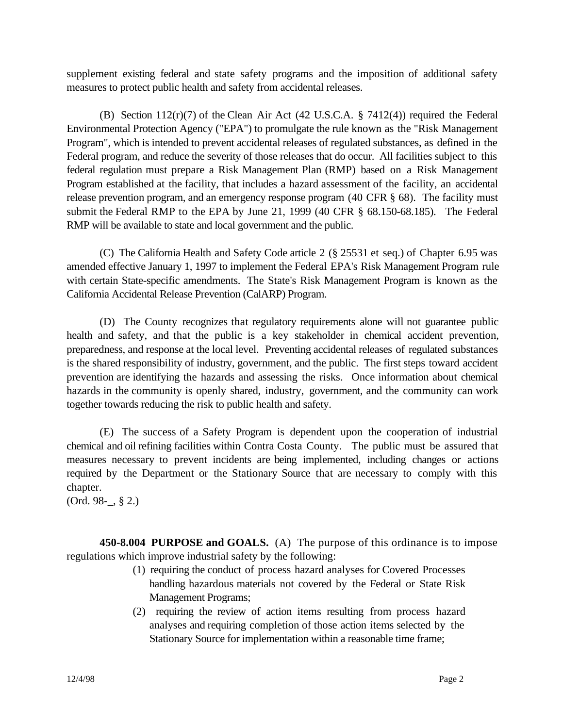supplement existing federal and state safety programs and the imposition of additional safety measures to protect public health and safety from accidental releases.

(B) Section 112(r)(7) of the Clean Air Act (42 U.S.C.A. § 7412(4)) required the Federal Environmental Protection Agency ("EPA") to promulgate the rule known as the "Risk Management Program", which is intended to prevent accidental releases of regulated substances, as defined in the Federal program, and reduce the severity of those releases that do occur. All facilities subject to this federal regulation must prepare a Risk Management Plan (RMP) based on a Risk Management Program established at the facility, that includes a hazard assessment of the facility, an accidental release prevention program, and an emergency response program (40 CFR § 68). The facility must submit the Federal RMP to the EPA by June 21, 1999 (40 CFR § 68.150-68.185). The Federal RMP will be available to state and local government and the public.

(C) The California Health and Safety Code article 2 (§ 25531 et seq.) of Chapter 6.95 was amended effective January 1, 1997 to implement the Federal EPA's Risk Management Program rule with certain State-specific amendments. The State's Risk Management Program is known as the California Accidental Release Prevention (CalARP) Program.

(D) The County recognizes that regulatory requirements alone will not guarantee public health and safety, and that the public is a key stakeholder in chemical accident prevention, preparedness, and response at the local level. Preventing accidental releases of regulated substances is the shared responsibility of industry, government, and the public. The first steps toward accident prevention are identifying the hazards and assessing the risks. Once information about chemical hazards in the community is openly shared, industry, government, and the community can work together towards reducing the risk to public health and safety.

(E) The success of a Safety Program is dependent upon the cooperation of industrial chemical and oil refining facilities within Contra Costa County. The public must be assured that measures necessary to prevent incidents are being implemented, including changes or actions required by the Department or the Stationary Source that are necessary to comply with this chapter.
(Ord. 98-_, § 2.)

**450-8.004 PURPOSE and GOALS.** (A) The purpose of this ordinance is to impose regulations which improve industrial safety by the following:

(1) requiring the conduct of process hazard analyses for Covered Processes handling hazardous materials not covered by the Federal or State Risk Management Programs;

(2) requiring the review of action items resulting from process hazard analyses and requiring completion of those action items selected by the Stationary Source for implementation within a reasonable time frame;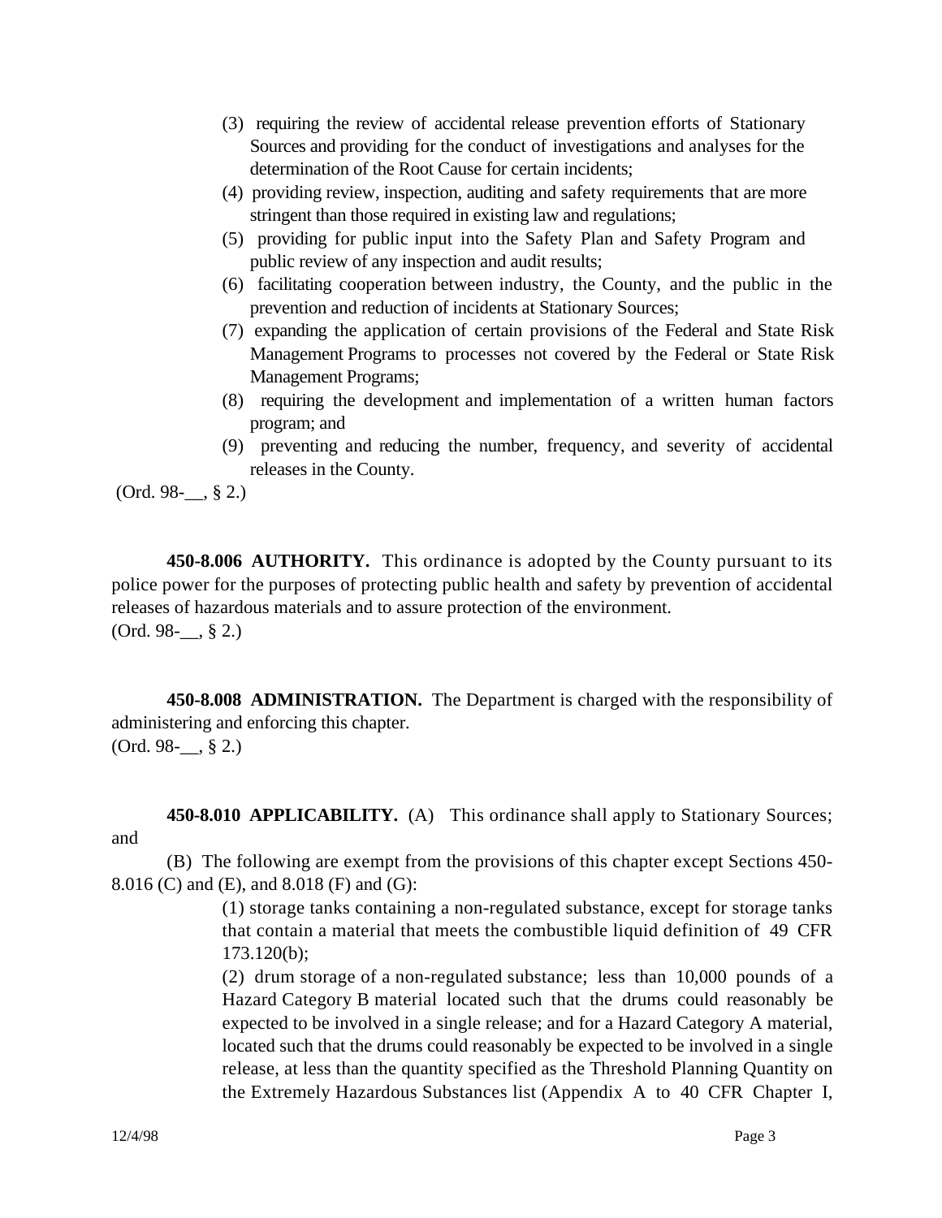(3) requiring the review of accidental release prevention efforts of Stationary Sources and providing for the conduct of investigations and analyses for the determination of the Root Cause for certain incidents;

(4) providing review, inspection, auditing and safety requirements that are more stringent than those required in existing law and regulations;

(5) providing for public input into the Safety Plan and Safety Program and public review of any inspection and audit results;

(6) facilitating cooperation between industry, the County, and the public in the prevention and reduction of incidents at Stationary Sources;

(7) expanding the application of certain provisions of the Federal and State Risk Management Programs to processes not covered by the Federal or State Risk Management Programs;

(8) requiring the development and implementation of a written human factors program; and

(9) preventing and reducing the number, frequency, and severity of accidental releases in the County.

(Ord. 98-__, § 2.)

**450-8.006 AUTHORITY.** This ordinance is adopted by the County pursuant to its police power for the purposes of protecting public health and safety by prevention of accidental releases of hazardous materials and to assure protection of the environment.
(Ord. 98-__, § 2.)

**450-8.008 ADMINISTRATION.** The Department is charged with the responsibility of administering and enforcing this chapter.
(Ord. 98-__, § 2.)

**450-8.010 APPLICABILITY.** (A) This ordinance shall apply to Stationary Sources; and

(B) The following are exempt from the provisions of this chapter except Sections 450-8.016 (C) and (E), and 8.018 (F) and (G):

(1) storage tanks containing a non-regulated substance, except for storage tanks that contain a material that meets the combustible liquid definition of 49 CFR 173.120(b);

(2) drum storage of a non-regulated substance; less than 10,000 pounds of a Hazard Category B material located such that the drums could reasonably be expected to be involved in a single release; and for a Hazard Category A material, located such that the drums could reasonably be expected to be involved in a single release, at less than the quantity specified as the Threshold Planning Quantity on the Extremely Hazardous Substances list (Appendix A to 40 CFR Chapter I,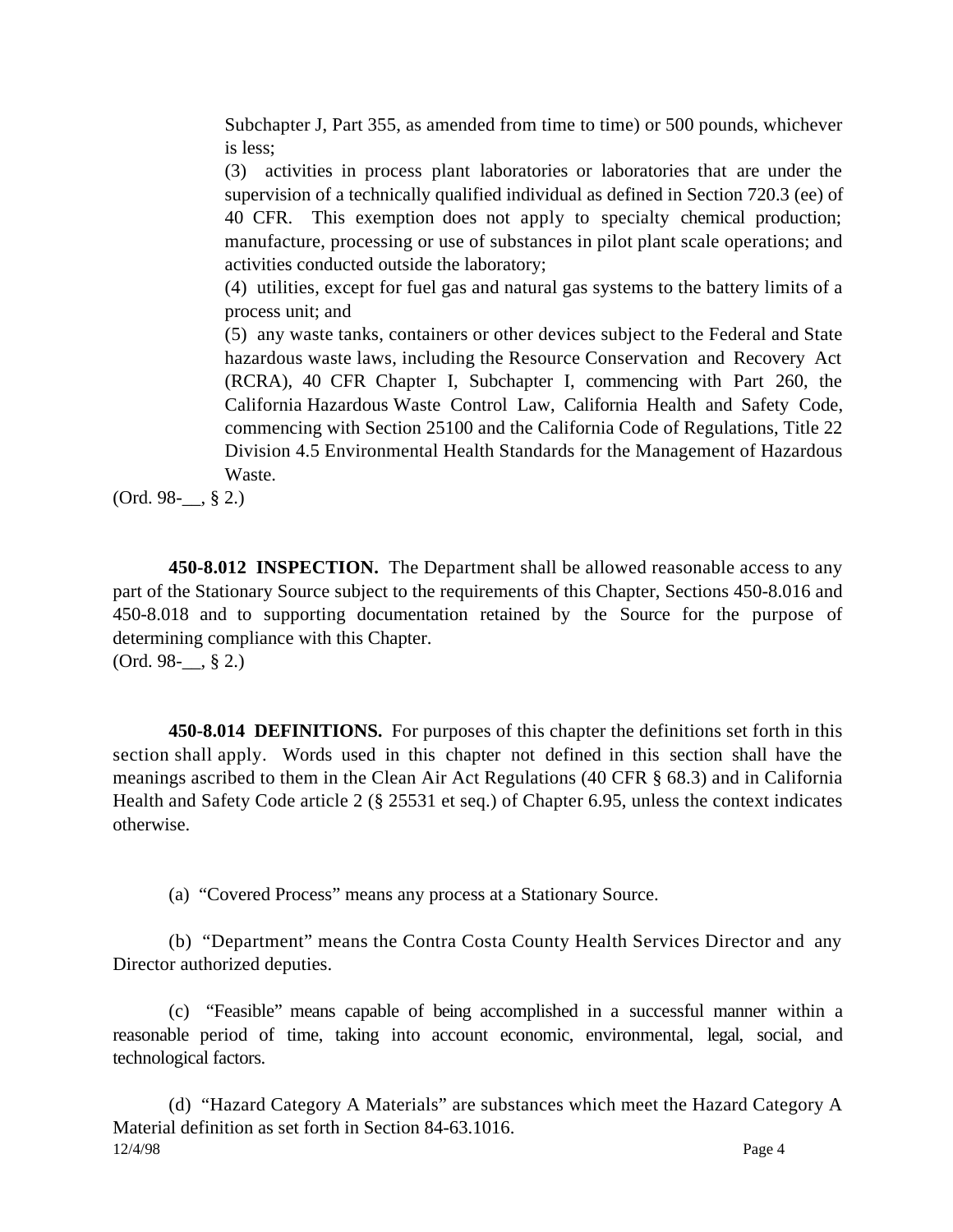Subchapter J, Part 355, as amended from time to time) or 500 pounds, whichever is less;

(3) activities in process plant laboratories or laboratories that are under the supervision of a technically qualified individual as defined in Section 720.3 (ee) of 40 CFR. This exemption does not apply to specialty chemical production; manufacture, processing or use of substances in pilot plant scale operations; and activities conducted outside the laboratory;

(4) utilities, except for fuel gas and natural gas systems to the battery limits of a process unit; and

(5) any waste tanks, containers or other devices subject to the Federal and State hazardous waste laws, including the Resource Conservation and Recovery Act (RCRA), 40 CFR Chapter I, Subchapter I, commencing with Part 260, the California Hazardous Waste Control Law, California Health and Safety Code, commencing with Section 25100 and the California Code of Regulations, Title 22 Division 4.5 Environmental Health Standards for the Management of Hazardous Waste.

(Ord. 98-__, § 2.)

**450-8.012 INSPECTION.** The Department shall be allowed reasonable access to any part of the Stationary Source subject to the requirements of this Chapter, Sections 450-8.016 and 450-8.018 and to supporting documentation retained by the Source for the purpose of determining compliance with this Chapter.
(Ord. 98-__, § 2.)

**450-8.014 DEFINITIONS.** For purposes of this chapter the definitions set forth in this section shall apply. Words used in this chapter not defined in this section shall have the meanings ascribed to them in the Clean Air Act Regulations (40 CFR § 68.3) and in California Health and Safety Code article 2 (§ 25531 et seq.) of Chapter 6.95, unless the context indicates otherwise.

(a) "Covered Process" means any process at a Stationary Source.

(b) "Department" means the Contra Costa County Health Services Director and any Director authorized deputies.

(c) "Feasible" means capable of being accomplished in a successful manner within a reasonable period of time, taking into account economic, environmental, legal, social, and technological factors.

(d) "Hazard Category A Materials" are substances which meet the Hazard Category A Material definition as set forth in Section 84-63.1016.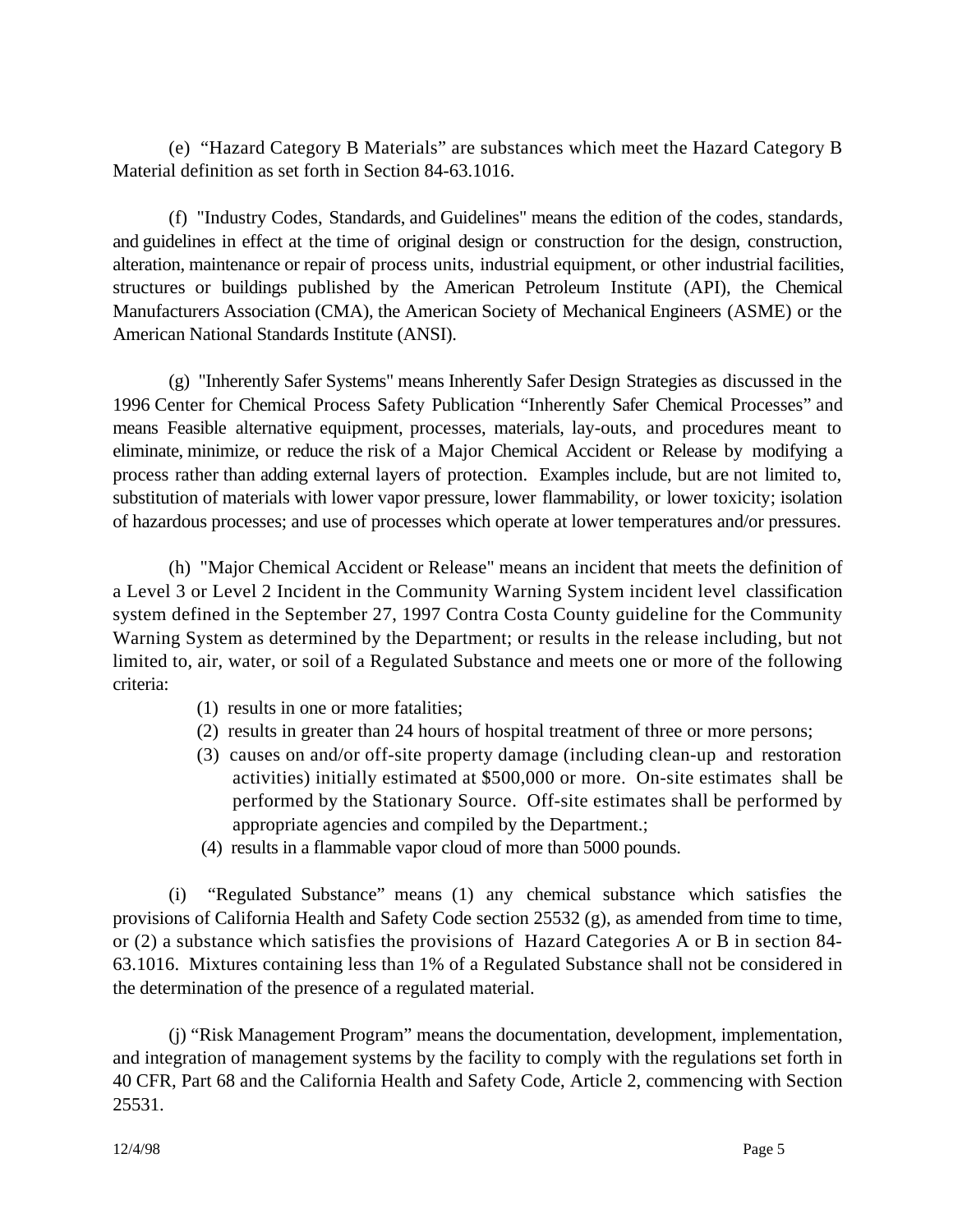(e) "Hazard Category B Materials" are substances which meet the Hazard Category B Material definition as set forth in Section 84-63.1016.

(f) "Industry Codes, Standards, and Guidelines" means the edition of the codes, standards, and guidelines in effect at the time of original design or construction for the design, construction, alteration, maintenance or repair of process units, industrial equipment, or other industrial facilities, structures or buildings published by the American Petroleum Institute (API), the Chemical Manufacturers Association (CMA), the American Society of Mechanical Engineers (ASME) or the American National Standards Institute (ANSI).

(g) "Inherently Safer Systems" means Inherently Safer Design Strategies as discussed in the 1996 Center for Chemical Process Safety Publication "Inherently Safer Chemical Processes" and means Feasible alternative equipment, processes, materials, lay-outs, and procedures meant to eliminate, minimize, or reduce the risk of a Major Chemical Accident or Release by modifying a process rather than adding external layers of protection. Examples include, but are not limited to, substitution of materials with lower vapor pressure, lower flammability, or lower toxicity; isolation of hazardous processes; and use of processes which operate at lower temperatures and/or pressures.

(h) "Major Chemical Accident or Release" means an incident that meets the definition of a Level 3 or Level 2 Incident in the Community Warning System incident level classification system defined in the September 27, 1997 Contra Costa County guideline for the Community Warning System as determined by the Department; or results in the release including, but not limited to, air, water, or soil of a Regulated Substance and meets one or more of the following criteria:

(1) results in one or more fatalities;
(2) results in greater than 24 hours of hospital treatment of three or more persons;
(3) causes on and/or off-site property damage (including clean-up and restoration activities) initially estimated at $500,000 or more. On-site estimates shall be performed by the Stationary Source. Off-site estimates shall be performed by appropriate agencies and compiled by the Department.;
(4) results in a flammable vapor cloud of more than 5000 pounds.

(i) "Regulated Substance" means (1) any chemical substance which satisfies the provisions of California Health and Safety Code section 25532 (g), as amended from time to time, or (2) a substance which satisfies the provisions of Hazard Categories A or B in section 84-63.1016. Mixtures containing less than 1% of a Regulated Substance shall not be considered in the determination of the presence of a regulated material.

(j) "Risk Management Program" means the documentation, development, implementation, and integration of management systems by the facility to comply with the regulations set forth in 40 CFR, Part 68 and the California Health and Safety Code, Article 2, commencing with Section 25531.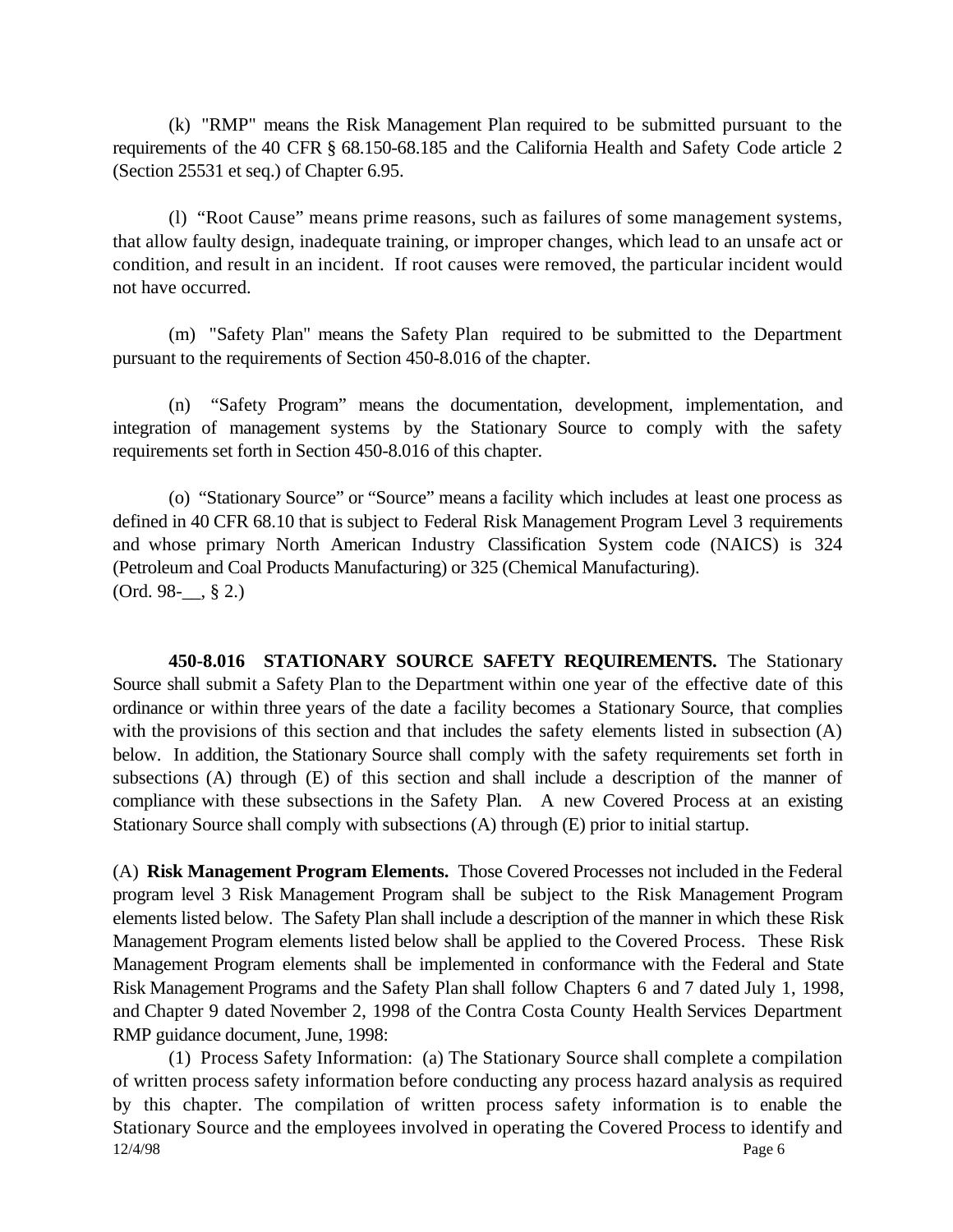(k) "RMP" means the Risk Management Plan required to be submitted pursuant to the requirements of the 40 CFR § 68.150-68.185 and the California Health and Safety Code article 2 (Section 25531 et seq.) of Chapter 6.95.

(l) "Root Cause" means prime reasons, such as failures of some management systems, that allow faulty design, inadequate training, or improper changes, which lead to an unsafe act or condition, and result in an incident. If root causes were removed, the particular incident would not have occurred.

(m) "Safety Plan" means the Safety Plan required to be submitted to the Department pursuant to the requirements of Section 450-8.016 of the chapter.

(n) "Safety Program" means the documentation, development, implementation, and integration of management systems by the Stationary Source to comply with the safety requirements set forth in Section 450-8.016 of this chapter.

(o) "Stationary Source" or "Source" means a facility which includes at least one process as defined in 40 CFR 68.10 that is subject to Federal Risk Management Program Level 3 requirements and whose primary North American Industry Classification System code (NAICS) is 324 (Petroleum and Coal Products Manufacturing) or 325 (Chemical Manufacturing).
(Ord. 98-__, § 2.)

**450-8.016 STATIONARY SOURCE SAFETY REQUIREMENTS.** The Stationary Source shall submit a Safety Plan to the Department within one year of the effective date of this ordinance or within three years of the date a facility becomes a Stationary Source, that complies with the provisions of this section and that includes the safety elements listed in subsection (A) below. In addition, the Stationary Source shall comply with the safety requirements set forth in subsections (A) through (E) of this section and shall include a description of the manner of compliance with these subsections in the Safety Plan. A new Covered Process at an existing Stationary Source shall comply with subsections (A) through (E) prior to initial startup.

(A) **Risk Management Program Elements.** Those Covered Processes not included in the Federal program level 3 Risk Management Program shall be subject to the Risk Management Program elements listed below. The Safety Plan shall include a description of the manner in which these Risk Management Program elements listed below shall be applied to the Covered Process. These Risk Management Program elements shall be implemented in conformance with the Federal and State Risk Management Programs and the Safety Plan shall follow Chapters 6 and 7 dated July 1, 1998, and Chapter 9 dated November 2, 1998 of the Contra Costa County Health Services Department RMP guidance document, June, 1998:

(1) Process Safety Information: (a) The Stationary Source shall complete a compilation of written process safety information before conducting any process hazard analysis as required by this chapter. The compilation of written process safety information is to enable the Stationary Source and the employees involved in operating the Covered Process to identify and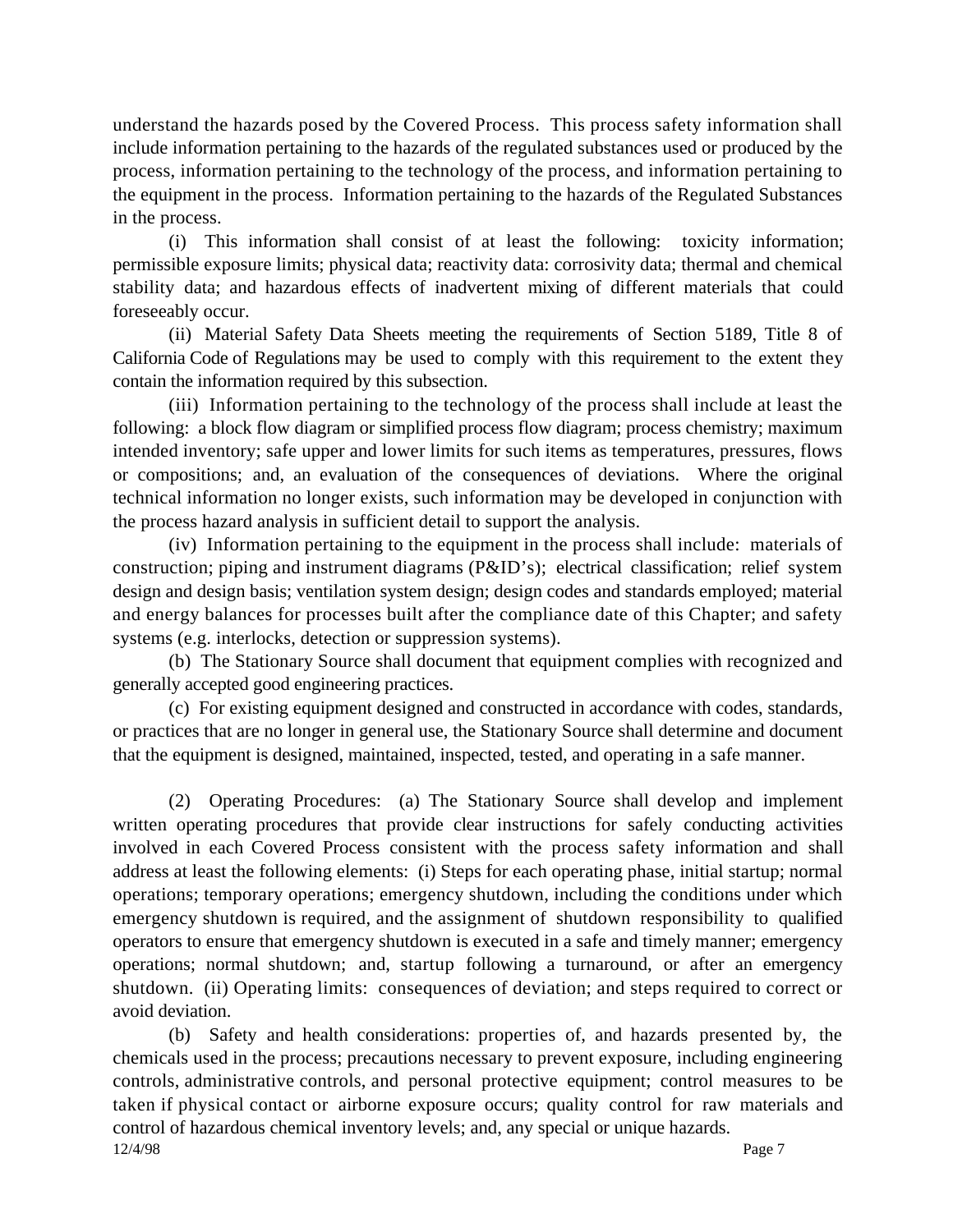understand the hazards posed by the Covered Process. This process safety information shall include information pertaining to the hazards of the regulated substances used or produced by the process, information pertaining to the technology of the process, and information pertaining to the equipment in the process. Information pertaining to the hazards of the Regulated Substances in the process.

(i) This information shall consist of at least the following: toxicity information; permissible exposure limits; physical data; reactivity data: corrosivity data; thermal and chemical stability data; and hazardous effects of inadvertent mixing of different materials that could foreseeably occur.

(ii) Material Safety Data Sheets meeting the requirements of Section 5189, Title 8 of California Code of Regulations may be used to comply with this requirement to the extent they contain the information required by this subsection.

(iii) Information pertaining to the technology of the process shall include at least the following: a block flow diagram or simplified process flow diagram; process chemistry; maximum intended inventory; safe upper and lower limits for such items as temperatures, pressures, flows or compositions; and, an evaluation of the consequences of deviations. Where the original technical information no longer exists, such information may be developed in conjunction with the process hazard analysis in sufficient detail to support the analysis.

(iv) Information pertaining to the equipment in the process shall include: materials of construction; piping and instrument diagrams (P&ID's); electrical classification; relief system design and design basis; ventilation system design; design codes and standards employed; material and energy balances for processes built after the compliance date of this Chapter; and safety systems (e.g. interlocks, detection or suppression systems).

(b) The Stationary Source shall document that equipment complies with recognized and generally accepted good engineering practices.

(c) For existing equipment designed and constructed in accordance with codes, standards, or practices that are no longer in general use, the Stationary Source shall determine and document that the equipment is designed, maintained, inspected, tested, and operating in a safe manner.

(2) Operating Procedures: (a) The Stationary Source shall develop and implement written operating procedures that provide clear instructions for safely conducting activities involved in each Covered Process consistent with the process safety information and shall address at least the following elements: (i) Steps for each operating phase, initial startup; normal operations; temporary operations; emergency shutdown, including the conditions under which emergency shutdown is required, and the assignment of shutdown responsibility to qualified operators to ensure that emergency shutdown is executed in a safe and timely manner; emergency operations; normal shutdown; and, startup following a turnaround, or after an emergency shutdown. (ii) Operating limits: consequences of deviation; and steps required to correct or avoid deviation.

(b) Safety and health considerations: properties of, and hazards presented by, the chemicals used in the process; precautions necessary to prevent exposure, including engineering controls, administrative controls, and personal protective equipment; control measures to be taken if physical contact or airborne exposure occurs; quality control for raw materials and control of hazardous chemical inventory levels; and, any special or unique hazards.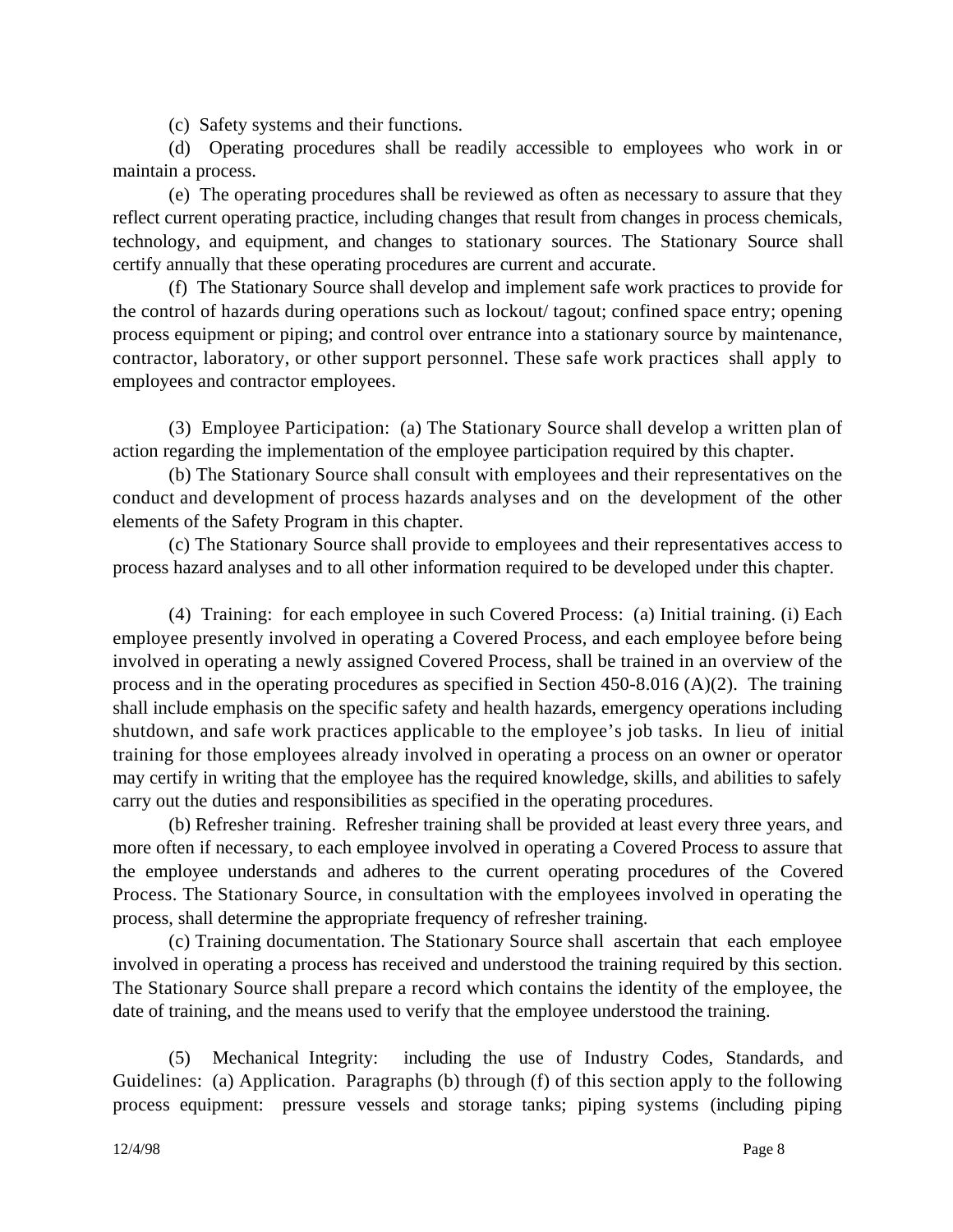(c) Safety systems and their functions.

(d) Operating procedures shall be readily accessible to employees who work in or maintain a process.

(e) The operating procedures shall be reviewed as often as necessary to assure that they reflect current operating practice, including changes that result from changes in process chemicals, technology, and equipment, and changes to stationary sources. The Stationary Source shall certify annually that these operating procedures are current and accurate.

(f) The Stationary Source shall develop and implement safe work practices to provide for the control of hazards during operations such as lockout/ tagout; confined space entry; opening process equipment or piping; and control over entrance into a stationary source by maintenance, contractor, laboratory, or other support personnel. These safe work practices shall apply to employees and contractor employees.

(3) Employee Participation: (a) The Stationary Source shall develop a written plan of action regarding the implementation of the employee participation required by this chapter.

(b) The Stationary Source shall consult with employees and their representatives on the conduct and development of process hazards analyses and on the development of the other elements of the Safety Program in this chapter.

(c) The Stationary Source shall provide to employees and their representatives access to process hazard analyses and to all other information required to be developed under this chapter.

(4) Training: for each employee in such Covered Process: (a) Initial training. (i) Each employee presently involved in operating a Covered Process, and each employee before being involved in operating a newly assigned Covered Process, shall be trained in an overview of the process and in the operating procedures as specified in Section 450-8.016 (A)(2). The training shall include emphasis on the specific safety and health hazards, emergency operations including shutdown, and safe work practices applicable to the employee's job tasks. In lieu of initial training for those employees already involved in operating a process on an owner or operator may certify in writing that the employee has the required knowledge, skills, and abilities to safely carry out the duties and responsibilities as specified in the operating procedures.

(b) Refresher training. Refresher training shall be provided at least every three years, and more often if necessary, to each employee involved in operating a Covered Process to assure that the employee understands and adheres to the current operating procedures of the Covered Process. The Stationary Source, in consultation with the employees involved in operating the process, shall determine the appropriate frequency of refresher training.

(c) Training documentation. The Stationary Source shall ascertain that each employee involved in operating a process has received and understood the training required by this section. The Stationary Source shall prepare a record which contains the identity of the employee, the date of training, and the means used to verify that the employee understood the training.

(5) Mechanical Integrity: including the use of Industry Codes, Standards, and Guidelines: (a) Application. Paragraphs (b) through (f) of this section apply to the following process equipment: pressure vessels and storage tanks; piping systems (including piping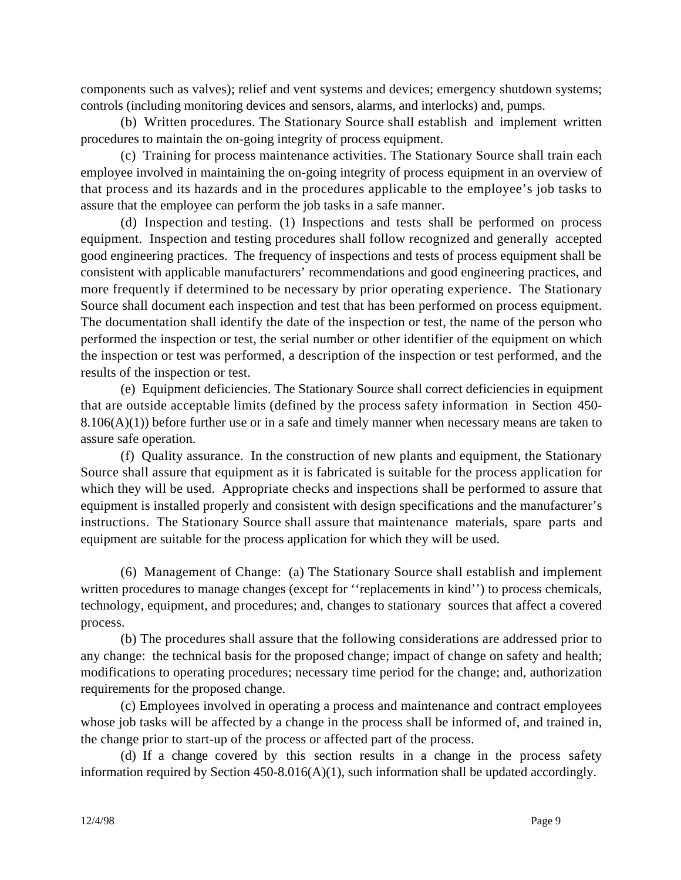components such as valves); relief and vent systems and devices; emergency shutdown systems; controls (including monitoring devices and sensors, alarms, and interlocks) and, pumps.

(b) Written procedures. The Stationary Source shall establish and implement written procedures to maintain the on-going integrity of process equipment.

(c) Training for process maintenance activities. The Stationary Source shall train each employee involved in maintaining the on-going integrity of process equipment in an overview of that process and its hazards and in the procedures applicable to the employee's job tasks to assure that the employee can perform the job tasks in a safe manner.

(d) Inspection and testing. (1) Inspections and tests shall be performed on process equipment. Inspection and testing procedures shall follow recognized and generally accepted good engineering practices. The frequency of inspections and tests of process equipment shall be consistent with applicable manufacturers' recommendations and good engineering practices, and more frequently if determined to be necessary by prior operating experience. The Stationary Source shall document each inspection and test that has been performed on process equipment. The documentation shall identify the date of the inspection or test, the name of the person who performed the inspection or test, the serial number or other identifier of the equipment on which the inspection or test was performed, a description of the inspection or test performed, and the results of the inspection or test.

(e) Equipment deficiencies. The Stationary Source shall correct deficiencies in equipment that are outside acceptable limits (defined by the process safety information in Section 450-8.106(A)(1)) before further use or in a safe and timely manner when necessary means are taken to assure safe operation.

(f) Quality assurance. In the construction of new plants and equipment, the Stationary Source shall assure that equipment as it is fabricated is suitable for the process application for which they will be used. Appropriate checks and inspections shall be performed to assure that equipment is installed properly and consistent with design specifications and the manufacturer's instructions. The Stationary Source shall assure that maintenance materials, spare parts and equipment are suitable for the process application for which they will be used.

(6) Management of Change: (a) The Stationary Source shall establish and implement written procedures to manage changes (except for ''replacements in kind'') to process chemicals, technology, equipment, and procedures; and, changes to stationary sources that affect a covered process.

(b) The procedures shall assure that the following considerations are addressed prior to any change: the technical basis for the proposed change; impact of change on safety and health; modifications to operating procedures; necessary time period for the change; and, authorization requirements for the proposed change.

(c) Employees involved in operating a process and maintenance and contract employees whose job tasks will be affected by a change in the process shall be informed of, and trained in, the change prior to start-up of the process or affected part of the process.

(d) If a change covered by this section results in a change in the process safety information required by Section 450-8.016(A)(1), such information shall be updated accordingly.

12/4/98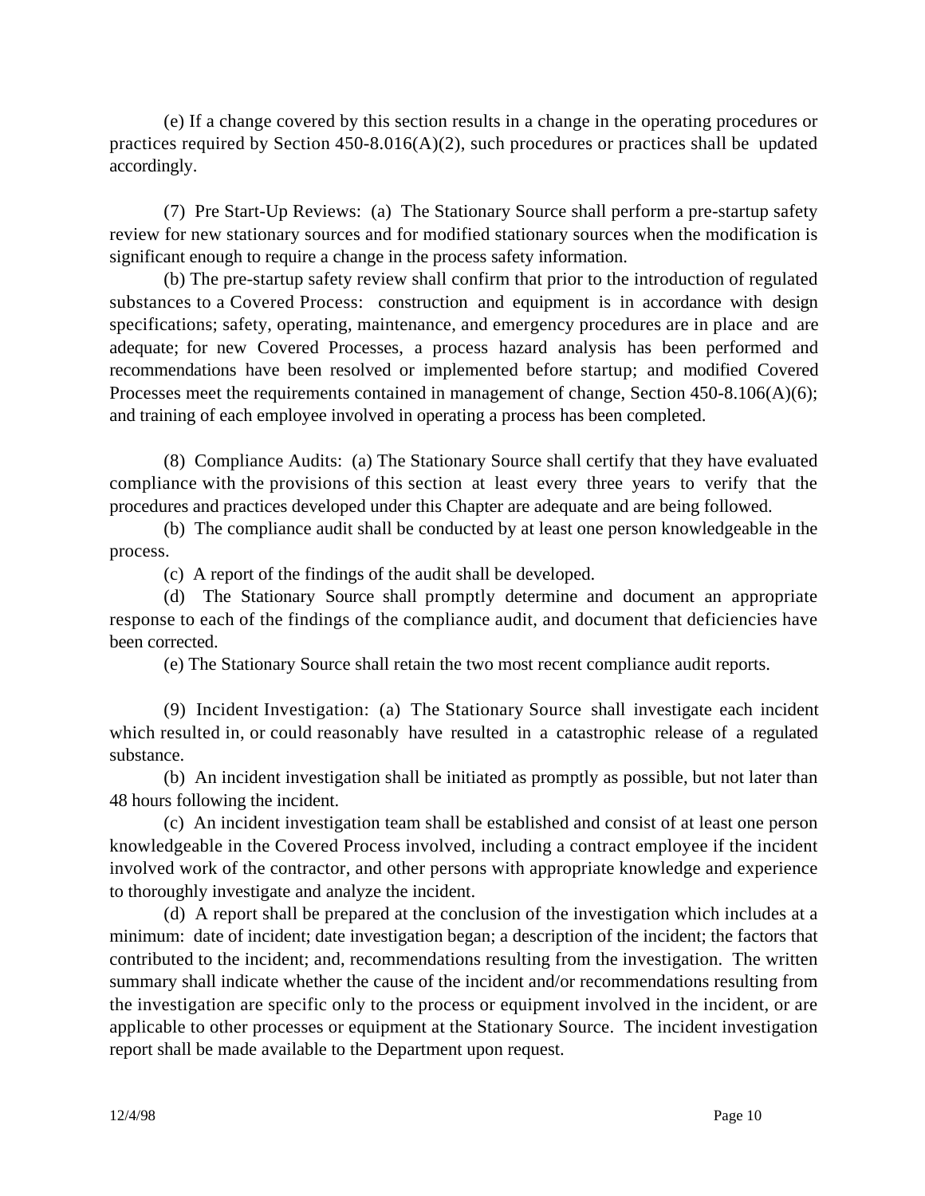(e) If a change covered by this section results in a change in the operating procedures or practices required by Section 450-8.016(A)(2), such procedures or practices shall be updated accordingly.

(7) Pre Start-Up Reviews: (a) The Stationary Source shall perform a pre-startup safety review for new stationary sources and for modified stationary sources when the modification is significant enough to require a change in the process safety information.

(b) The pre-startup safety review shall confirm that prior to the introduction of regulated substances to a Covered Process: construction and equipment is in accordance with design specifications; safety, operating, maintenance, and emergency procedures are in place and are adequate; for new Covered Processes, a process hazard analysis has been performed and recommendations have been resolved or implemented before startup; and modified Covered Processes meet the requirements contained in management of change, Section 450-8.106(A)(6); and training of each employee involved in operating a process has been completed.

(8) Compliance Audits: (a) The Stationary Source shall certify that they have evaluated compliance with the provisions of this section at least every three years to verify that the procedures and practices developed under this Chapter are adequate and are being followed.

(b) The compliance audit shall be conducted by at least one person knowledgeable in the process.

(c) A report of the findings of the audit shall be developed.

(d) The Stationary Source shall promptly determine and document an appropriate response to each of the findings of the compliance audit, and document that deficiencies have been corrected.

(e) The Stationary Source shall retain the two most recent compliance audit reports.

(9) Incident Investigation: (a) The Stationary Source shall investigate each incident which resulted in, or could reasonably have resulted in a catastrophic release of a regulated substance.

(b) An incident investigation shall be initiated as promptly as possible, but not later than 48 hours following the incident.

(c) An incident investigation team shall be established and consist of at least one person knowledgeable in the Covered Process involved, including a contract employee if the incident involved work of the contractor, and other persons with appropriate knowledge and experience to thoroughly investigate and analyze the incident.

(d) A report shall be prepared at the conclusion of the investigation which includes at a minimum: date of incident; date investigation began; a description of the incident; the factors that contributed to the incident; and, recommendations resulting from the investigation. The written summary shall indicate whether the cause of the incident and/or recommendations resulting from the investigation are specific only to the process or equipment involved in the incident, or are applicable to other processes or equipment at the Stationary Source. The incident investigation report shall be made available to the Department upon request.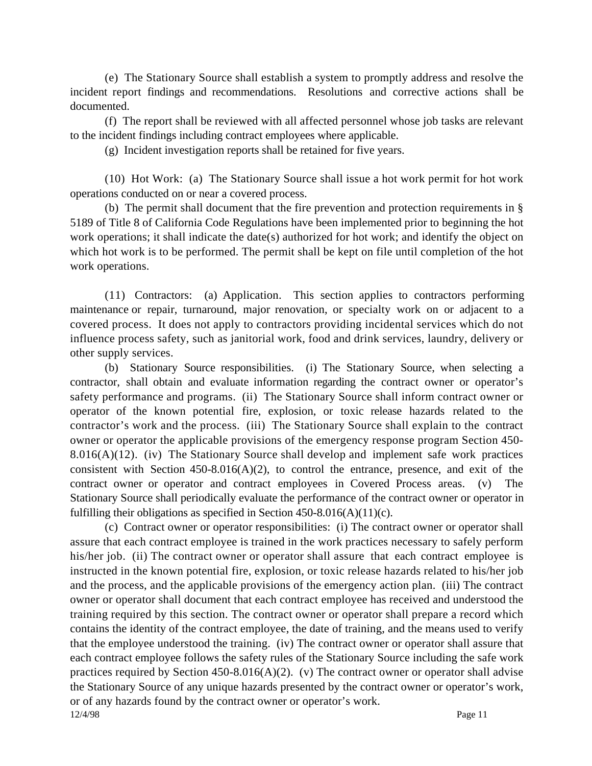(e) The Stationary Source shall establish a system to promptly address and resolve the incident report findings and recommendations. Resolutions and corrective actions shall be documented.

(f) The report shall be reviewed with all affected personnel whose job tasks are relevant to the incident findings including contract employees where applicable.

(g) Incident investigation reports shall be retained for five years.

(10) Hot Work: (a) The Stationary Source shall issue a hot work permit for hot work operations conducted on or near a covered process.

(b) The permit shall document that the fire prevention and protection requirements in § 5189 of Title 8 of California Code Regulations have been implemented prior to beginning the hot work operations; it shall indicate the date(s) authorized for hot work; and identify the object on which hot work is to be performed. The permit shall be kept on file until completion of the hot work operations.

(11) Contractors: (a) Application. This section applies to contractors performing maintenance or repair, turnaround, major renovation, or specialty work on or adjacent to a covered process. It does not apply to contractors providing incidental services which do not influence process safety, such as janitorial work, food and drink services, laundry, delivery or other supply services.

(b) Stationary Source responsibilities. (i) The Stationary Source, when selecting a contractor, shall obtain and evaluate information regarding the contract owner or operator's safety performance and programs. (ii) The Stationary Source shall inform contract owner or operator of the known potential fire, explosion, or toxic release hazards related to the contractor's work and the process. (iii) The Stationary Source shall explain to the contract owner or operator the applicable provisions of the emergency response program Section 450-8.016(A)(12). (iv) The Stationary Source shall develop and implement safe work practices consistent with Section 450-8.016(A)(2), to control the entrance, presence, and exit of the contract owner or operator and contract employees in Covered Process areas. (v) The Stationary Source shall periodically evaluate the performance of the contract owner or operator in fulfilling their obligations as specified in Section 450-8.016(A)(11)(c).

(c) Contract owner or operator responsibilities: (i) The contract owner or operator shall assure that each contract employee is trained in the work practices necessary to safely perform his/her job. (ii) The contract owner or operator shall assure that each contract employee is instructed in the known potential fire, explosion, or toxic release hazards related to his/her job and the process, and the applicable provisions of the emergency action plan. (iii) The contract owner or operator shall document that each contract employee has received and understood the training required by this section. The contract owner or operator shall prepare a record which contains the identity of the contract employee, the date of training, and the means used to verify that the employee understood the training. (iv) The contract owner or operator shall assure that each contract employee follows the safety rules of the Stationary Source including the safe work practices required by Section 450-8.016(A)(2). (v) The contract owner or operator shall advise the Stationary Source of any unique hazards presented by the contract owner or operator's work, or of any hazards found by the contract owner or operator's work.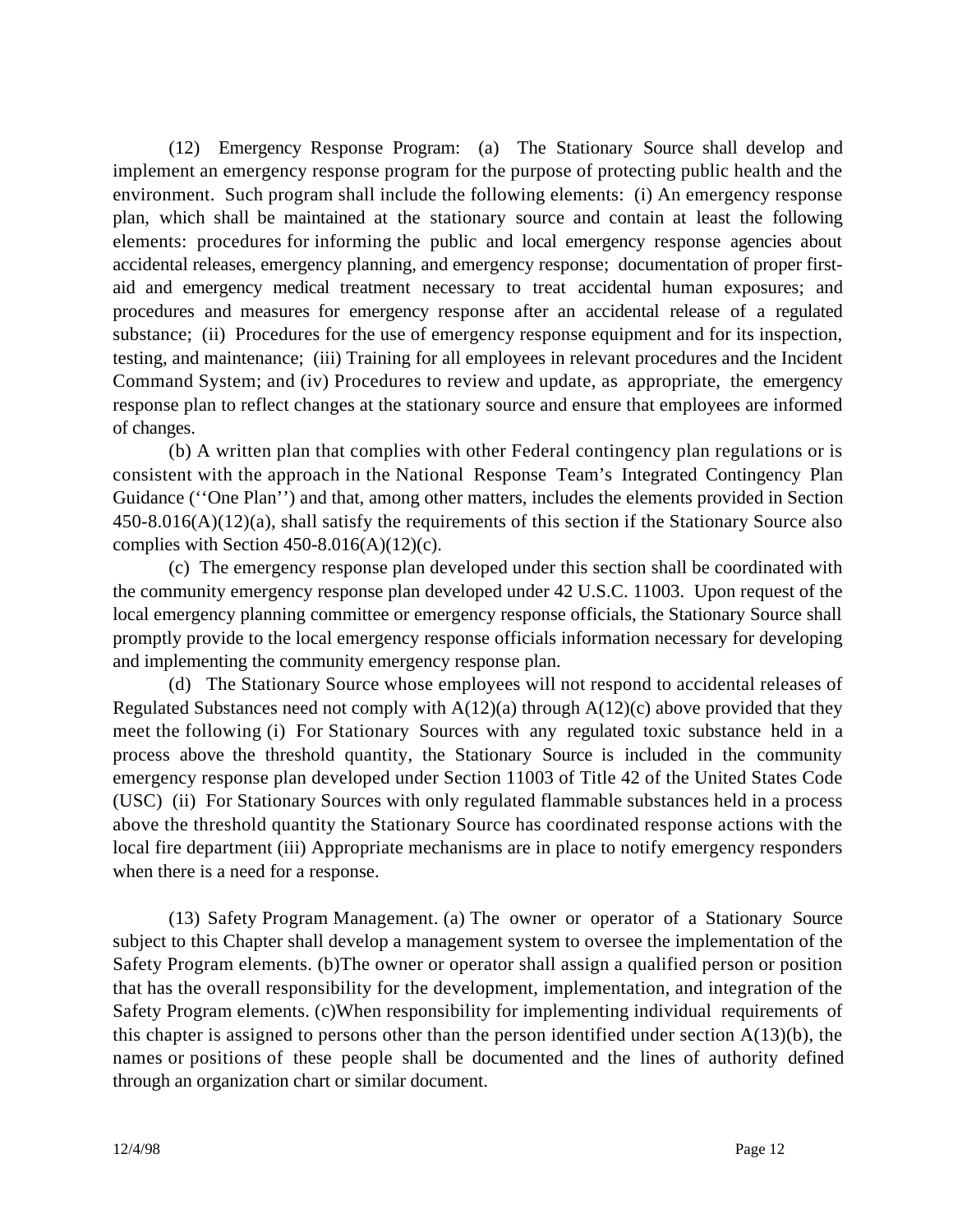(12) Emergency Response Program: (a) The Stationary Source shall develop and implement an emergency response program for the purpose of protecting public health and the environment. Such program shall include the following elements: (i) An emergency response plan, which shall be maintained at the stationary source and contain at least the following elements: procedures for informing the public and local emergency response agencies about accidental releases, emergency planning, and emergency response; documentation of proper first-aid and emergency medical treatment necessary to treat accidental human exposures; and procedures and measures for emergency response after an accidental release of a regulated substance; (ii) Procedures for the use of emergency response equipment and for its inspection, testing, and maintenance; (iii) Training for all employees in relevant procedures and the Incident Command System; and (iv) Procedures to review and update, as appropriate, the emergency response plan to reflect changes at the stationary source and ensure that employees are informed of changes.

(b) A written plan that complies with other Federal contingency plan regulations or is consistent with the approach in the National Response Team's Integrated Contingency Plan Guidance (''One Plan'') and that, among other matters, includes the elements provided in Section 450-8.016(A)(12)(a), shall satisfy the requirements of this section if the Stationary Source also complies with Section 450-8.016(A)(12)(c).

(c) The emergency response plan developed under this section shall be coordinated with the community emergency response plan developed under 42 U.S.C. 11003. Upon request of the local emergency planning committee or emergency response officials, the Stationary Source shall promptly provide to the local emergency response officials information necessary for developing and implementing the community emergency response plan.

(d) The Stationary Source whose employees will not respond to accidental releases of Regulated Substances need not comply with A(12)(a) through A(12)(c) above provided that they meet the following (i) For Stationary Sources with any regulated toxic substance held in a process above the threshold quantity, the Stationary Source is included in the community emergency response plan developed under Section 11003 of Title 42 of the United States Code (USC) (ii) For Stationary Sources with only regulated flammable substances held in a process above the threshold quantity the Stationary Source has coordinated response actions with the local fire department (iii) Appropriate mechanisms are in place to notify emergency responders when there is a need for a response.

(13) Safety Program Management. (a) The owner or operator of a Stationary Source subject to this Chapter shall develop a management system to oversee the implementation of the Safety Program elements. (b)The owner or operator shall assign a qualified person or position that has the overall responsibility for the development, implementation, and integration of the Safety Program elements. (c)When responsibility for implementing individual requirements of this chapter is assigned to persons other than the person identified under section A(13)(b), the names or positions of these people shall be documented and the lines of authority defined through an organization chart or similar document.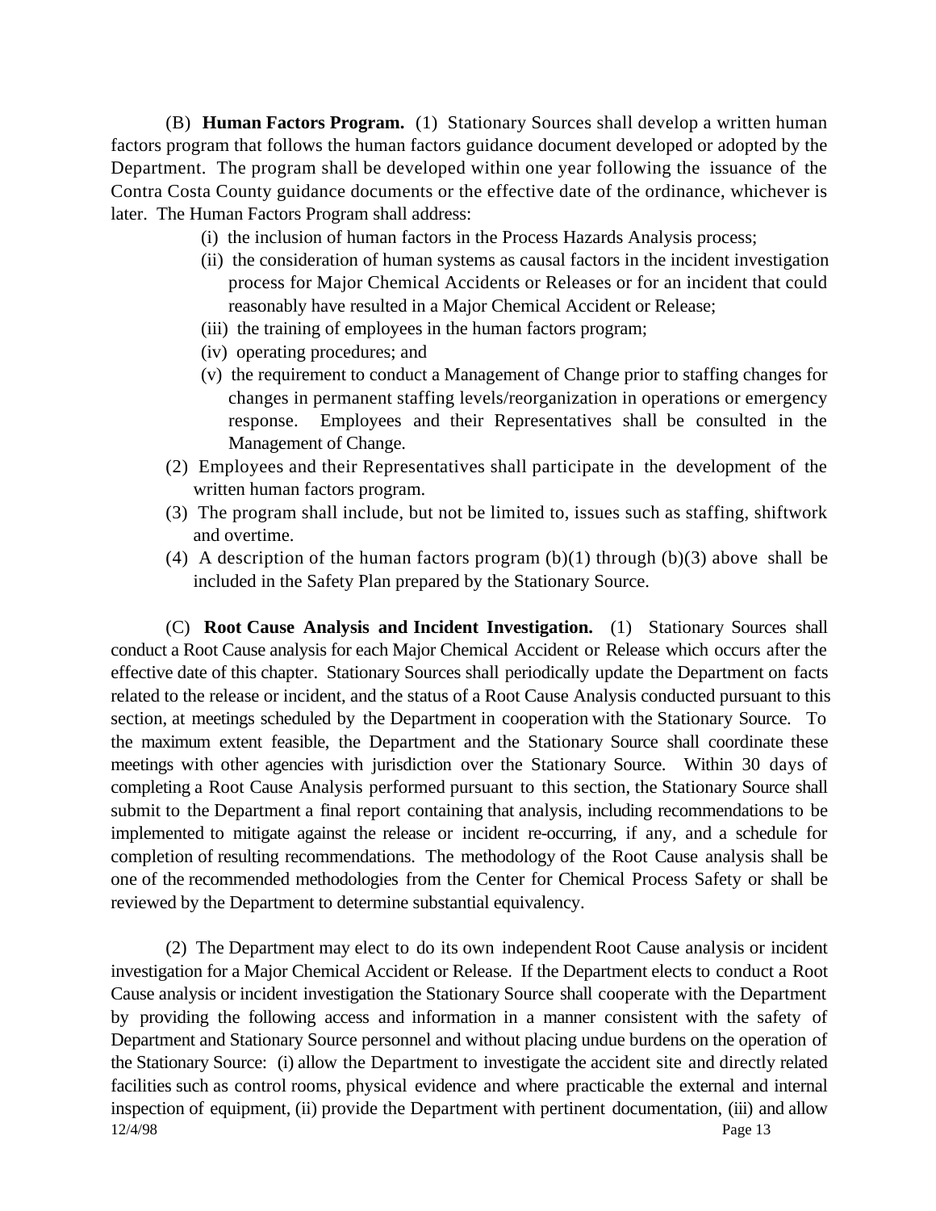(B) **Human Factors Program.** (1) Stationary Sources shall develop a written human factors program that follows the human factors guidance document developed or adopted by the Department. The program shall be developed within one year following the issuance of the Contra Costa County guidance documents or the effective date of the ordinance, whichever is later. The Human Factors Program shall address:

- (i) the inclusion of human factors in the Process Hazards Analysis process;
- (ii) the consideration of human systems as causal factors in the incident investigation process for Major Chemical Accidents or Releases or for an incident that could reasonably have resulted in a Major Chemical Accident or Release;
- (iii) the training of employees in the human factors program;
- (iv) operating procedures; and
- (v) the requirement to conduct a Management of Change prior to staffing changes for changes in permanent staffing levels/reorganization in operations or emergency response. Employees and their Representatives shall be consulted in the Management of Change.

(2) Employees and their Representatives shall participate in the development of the written human factors program.

(3) The program shall include, but not be limited to, issues such as staffing, shiftwork and overtime.

(4) A description of the human factors program (b)(1) through (b)(3) above shall be included in the Safety Plan prepared by the Stationary Source.

(C) **Root Cause Analysis and Incident Investigation.** (1) Stationary Sources shall conduct a Root Cause analysis for each Major Chemical Accident or Release which occurs after the effective date of this chapter. Stationary Sources shall periodically update the Department on facts related to the release or incident, and the status of a Root Cause Analysis conducted pursuant to this section, at meetings scheduled by the Department in cooperation with the Stationary Source. To the maximum extent feasible, the Department and the Stationary Source shall coordinate these meetings with other agencies with jurisdiction over the Stationary Source. Within 30 days of completing a Root Cause Analysis performed pursuant to this section, the Stationary Source shall submit to the Department a final report containing that analysis, including recommendations to be implemented to mitigate against the release or incident re-occurring, if any, and a schedule for completion of resulting recommendations. The methodology of the Root Cause analysis shall be one of the recommended methodologies from the Center for Chemical Process Safety or shall be reviewed by the Department to determine substantial equivalency.

(2) The Department may elect to do its own independent Root Cause analysis or incident investigation for a Major Chemical Accident or Release. If the Department elects to conduct a Root Cause analysis or incident investigation the Stationary Source shall cooperate with the Department by providing the following access and information in a manner consistent with the safety of Department and Stationary Source personnel and without placing undue burdens on the operation of the Stationary Source: (i) allow the Department to investigate the accident site and directly related facilities such as control rooms, physical evidence and where practicable the external and internal inspection of equipment, (ii) provide the Department with pertinent documentation, (iii) and allow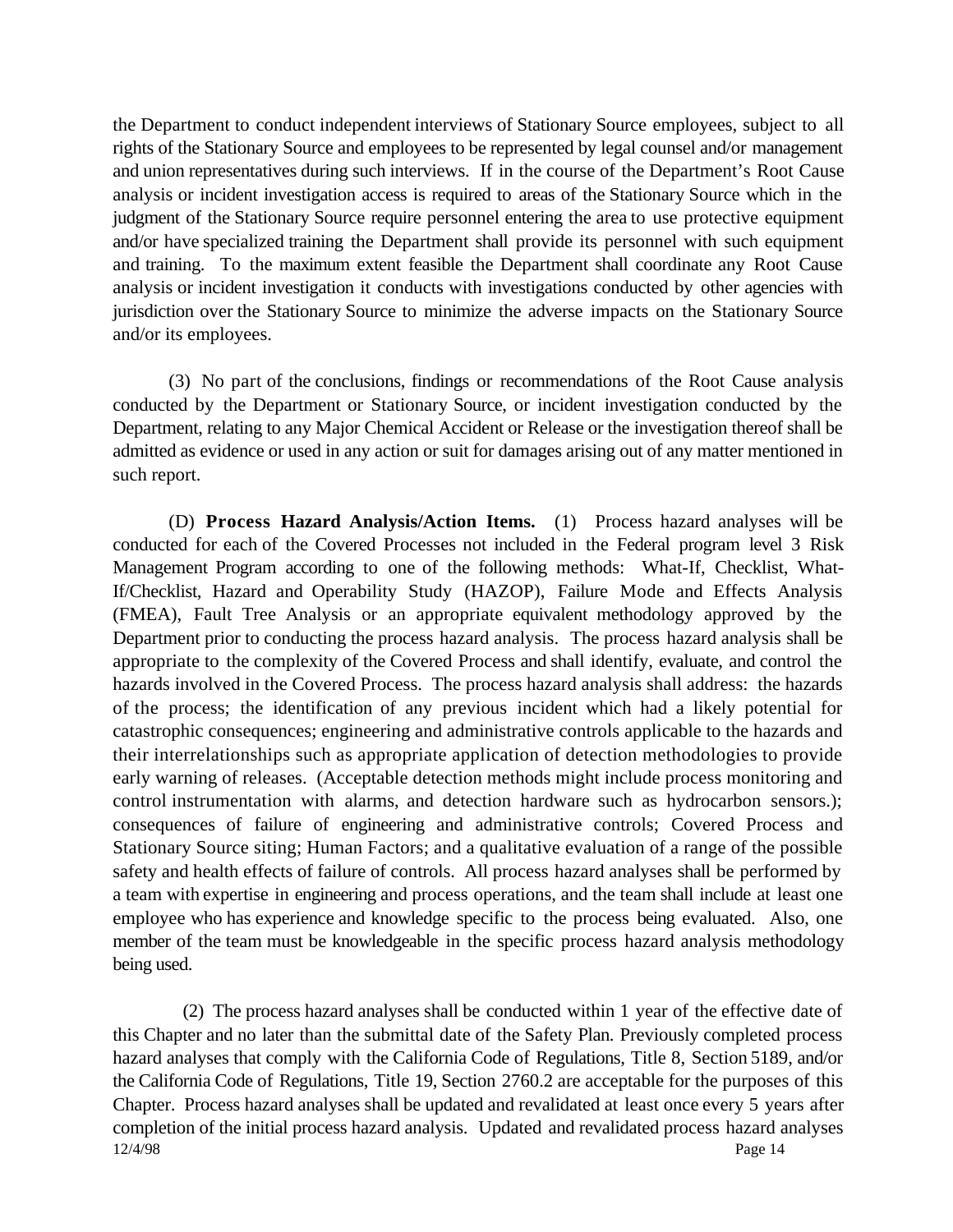the Department to conduct independent interviews of Stationary Source employees, subject to all rights of the Stationary Source and employees to be represented by legal counsel and/or management and union representatives during such interviews. If in the course of the Department's Root Cause analysis or incident investigation access is required to areas of the Stationary Source which in the judgment of the Stationary Source require personnel entering the area to use protective equipment and/or have specialized training the Department shall provide its personnel with such equipment and training. To the maximum extent feasible the Department shall coordinate any Root Cause analysis or incident investigation it conducts with investigations conducted by other agencies with jurisdiction over the Stationary Source to minimize the adverse impacts on the Stationary Source and/or its employees.

(3) No part of the conclusions, findings or recommendations of the Root Cause analysis conducted by the Department or Stationary Source, or incident investigation conducted by the Department, relating to any Major Chemical Accident or Release or the investigation thereof shall be admitted as evidence or used in any action or suit for damages arising out of any matter mentioned in such report.

(D) **Process Hazard Analysis/Action Items.** (1) Process hazard analyses will be conducted for each of the Covered Processes not included in the Federal program level 3 Risk Management Program according to one of the following methods: What-If, Checklist, What-If/Checklist, Hazard and Operability Study (HAZOP), Failure Mode and Effects Analysis (FMEA), Fault Tree Analysis or an appropriate equivalent methodology approved by the Department prior to conducting the process hazard analysis. The process hazard analysis shall be appropriate to the complexity of the Covered Process and shall identify, evaluate, and control the hazards involved in the Covered Process. The process hazard analysis shall address: the hazards of the process; the identification of any previous incident which had a likely potential for catastrophic consequences; engineering and administrative controls applicable to the hazards and their interrelationships such as appropriate application of detection methodologies to provide early warning of releases. (Acceptable detection methods might include process monitoring and control instrumentation with alarms, and detection hardware such as hydrocarbon sensors.); consequences of failure of engineering and administrative controls; Covered Process and Stationary Source siting; Human Factors; and a qualitative evaluation of a range of the possible safety and health effects of failure of controls. All process hazard analyses shall be performed by a team with expertise in engineering and process operations, and the team shall include at least one employee who has experience and knowledge specific to the process being evaluated. Also, one member of the team must be knowledgeable in the specific process hazard analysis methodology being used.

(2) The process hazard analyses shall be conducted within 1 year of the effective date of this Chapter and no later than the submittal date of the Safety Plan. Previously completed process hazard analyses that comply with the California Code of Regulations, Title 8, Section 5189, and/or the California Code of Regulations, Title 19, Section 2760.2 are acceptable for the purposes of this Chapter. Process hazard analyses shall be updated and revalidated at least once every 5 years after completion of the initial process hazard analysis. Updated and revalidated process hazard analyses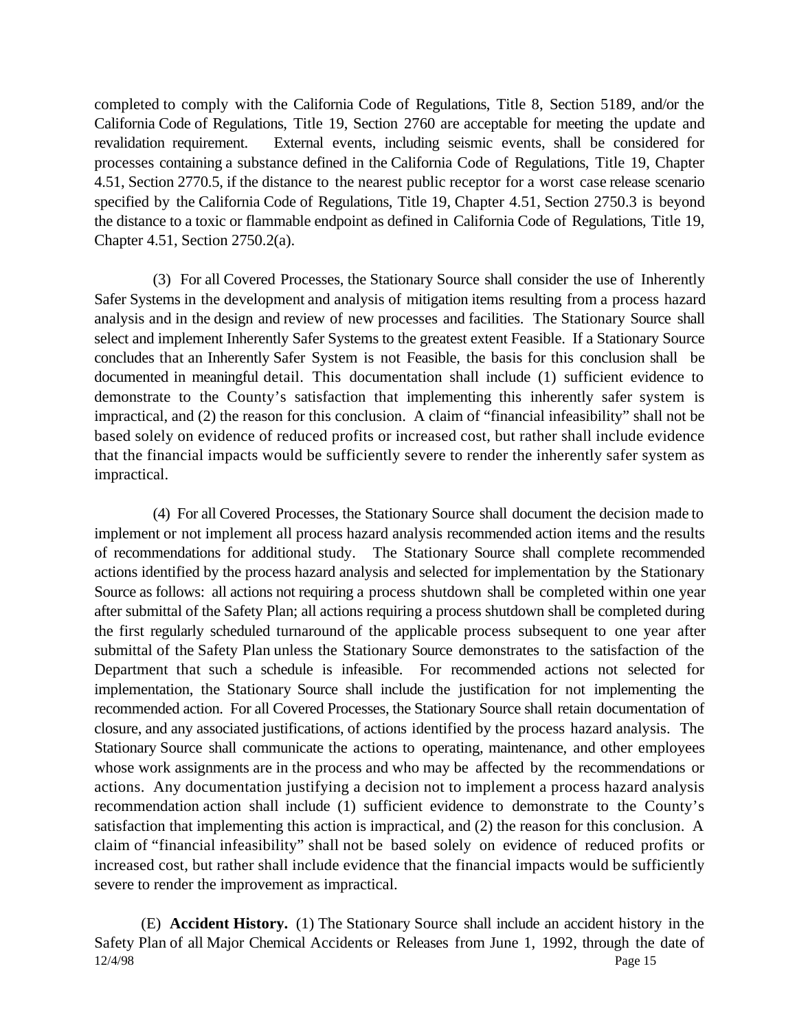completed to comply with the California Code of Regulations, Title 8, Section 5189, and/or the California Code of Regulations, Title 19, Section 2760 are acceptable for meeting the update and revalidation requirement. External events, including seismic events, shall be considered for processes containing a substance defined in the California Code of Regulations, Title 19, Chapter 4.51, Section 2770.5, if the distance to the nearest public receptor for a worst case release scenario specified by the California Code of Regulations, Title 19, Chapter 4.51, Section 2750.3 is beyond the distance to a toxic or flammable endpoint as defined in California Code of Regulations, Title 19, Chapter 4.51, Section 2750.2(a).

(3) For all Covered Processes, the Stationary Source shall consider the use of Inherently Safer Systems in the development and analysis of mitigation items resulting from a process hazard analysis and in the design and review of new processes and facilities. The Stationary Source shall select and implement Inherently Safer Systems to the greatest extent Feasible. If a Stationary Source concludes that an Inherently Safer System is not Feasible, the basis for this conclusion shall be documented in meaningful detail. This documentation shall include (1) sufficient evidence to demonstrate to the County's satisfaction that implementing this inherently safer system is impractical, and (2) the reason for this conclusion. A claim of "financial infeasibility" shall not be based solely on evidence of reduced profits or increased cost, but rather shall include evidence that the financial impacts would be sufficiently severe to render the inherently safer system as impractical.

(4) For all Covered Processes, the Stationary Source shall document the decision made to implement or not implement all process hazard analysis recommended action items and the results of recommendations for additional study. The Stationary Source shall complete recommended actions identified by the process hazard analysis and selected for implementation by the Stationary Source as follows: all actions not requiring a process shutdown shall be completed within one year after submittal of the Safety Plan; all actions requiring a process shutdown shall be completed during the first regularly scheduled turnaround of the applicable process subsequent to one year after submittal of the Safety Plan unless the Stationary Source demonstrates to the satisfaction of the Department that such a schedule is infeasible. For recommended actions not selected for implementation, the Stationary Source shall include the justification for not implementing the recommended action. For all Covered Processes, the Stationary Source shall retain documentation of closure, and any associated justifications, of actions identified by the process hazard analysis. The Stationary Source shall communicate the actions to operating, maintenance, and other employees whose work assignments are in the process and who may be affected by the recommendations or actions. Any documentation justifying a decision not to implement a process hazard analysis recommendation action shall include (1) sufficient evidence to demonstrate to the County's satisfaction that implementing this action is impractical, and (2) the reason for this conclusion. A claim of "financial infeasibility" shall not be based solely on evidence of reduced profits or increased cost, but rather shall include evidence that the financial impacts would be sufficiently severe to render the improvement as impractical.

(E) **Accident History.** (1) The Stationary Source shall include an accident history in the Safety Plan of all Major Chemical Accidents or Releases from June 1, 1992, through the date of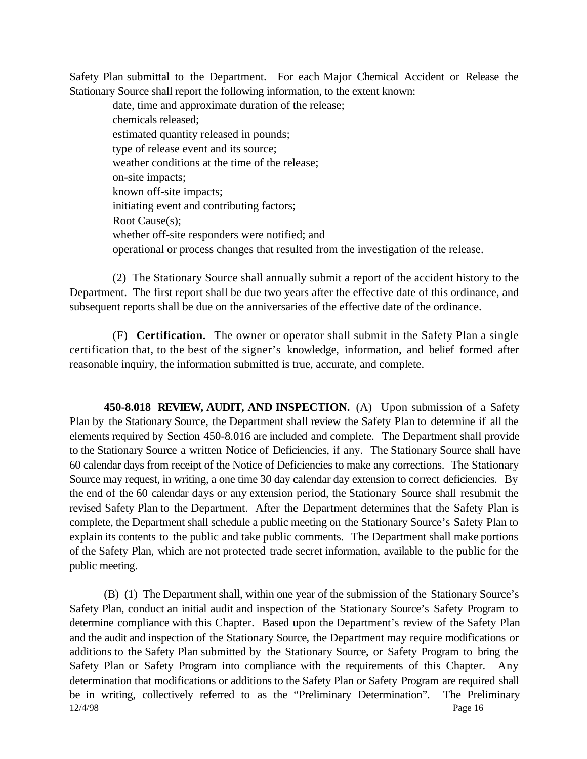Safety Plan submittal to the Department. For each Major Chemical Accident or Release the Stationary Source shall report the following information, to the extent known:

date, time and approximate duration of the release;
chemicals released;
estimated quantity released in pounds;
type of release event and its source;
weather conditions at the time of the release;
on-site impacts;
known off-site impacts;
initiating event and contributing factors;
Root Cause(s);
whether off-site responders were notified; and
operational or process changes that resulted from the investigation of the release.

(2) The Stationary Source shall annually submit a report of the accident history to the Department. The first report shall be due two years after the effective date of this ordinance, and subsequent reports shall be due on the anniversaries of the effective date of the ordinance.

(F) **Certification.** The owner or operator shall submit in the Safety Plan a single certification that, to the best of the signer's knowledge, information, and belief formed after reasonable inquiry, the information submitted is true, accurate, and complete.

**450-8.018 REVIEW, AUDIT, AND INSPECTION.** (A) Upon submission of a Safety Plan by the Stationary Source, the Department shall review the Safety Plan to determine if all the elements required by Section 450-8.016 are included and complete. The Department shall provide to the Stationary Source a written Notice of Deficiencies, if any. The Stationary Source shall have 60 calendar days from receipt of the Notice of Deficiencies to make any corrections. The Stationary Source may request, in writing, a one time 30 day calendar day extension to correct deficiencies. By the end of the 60 calendar days or any extension period, the Stationary Source shall resubmit the revised Safety Plan to the Department. After the Department determines that the Safety Plan is complete, the Department shall schedule a public meeting on the Stationary Source's Safety Plan to explain its contents to the public and take public comments. The Department shall make portions of the Safety Plan, which are not protected trade secret information, available to the public for the public meeting.

(B) (1) The Department shall, within one year of the submission of the Stationary Source's Safety Plan, conduct an initial audit and inspection of the Stationary Source's Safety Program to determine compliance with this Chapter. Based upon the Department's review of the Safety Plan and the audit and inspection of the Stationary Source, the Department may require modifications or additions to the Safety Plan submitted by the Stationary Source, or Safety Program to bring the Safety Plan or Safety Program into compliance with the requirements of this Chapter. Any determination that modifications or additions to the Safety Plan or Safety Program are required shall be in writing, collectively referred to as the "Preliminary Determination". The Preliminary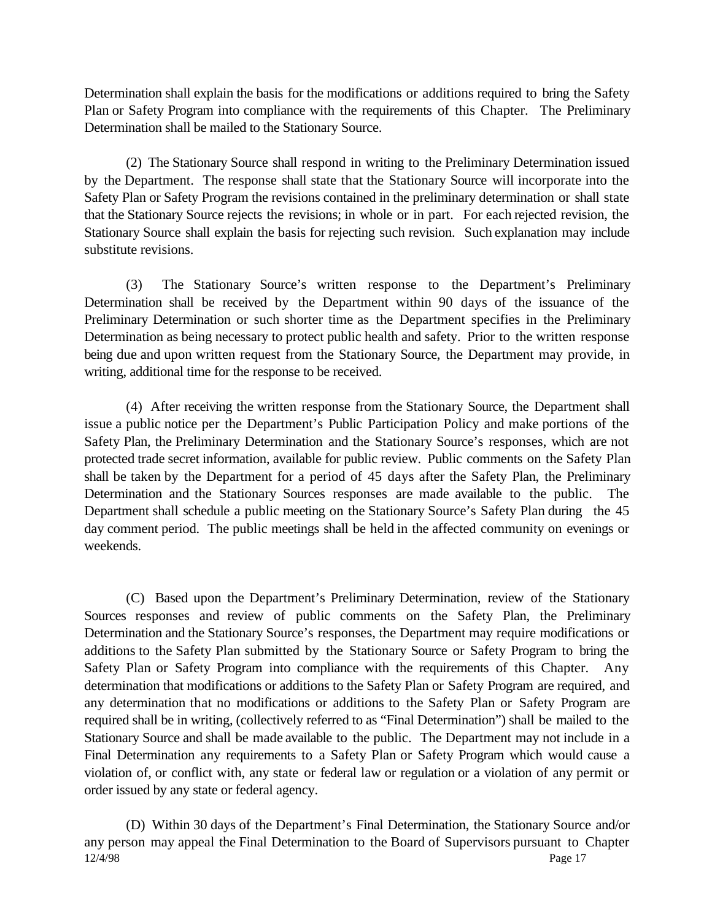Determination shall explain the basis for the modifications or additions required to bring the Safety Plan or Safety Program into compliance with the requirements of this Chapter. The Preliminary Determination shall be mailed to the Stationary Source.

(2) The Stationary Source shall respond in writing to the Preliminary Determination issued by the Department. The response shall state that the Stationary Source will incorporate into the Safety Plan or Safety Program the revisions contained in the preliminary determination or shall state that the Stationary Source rejects the revisions; in whole or in part. For each rejected revision, the Stationary Source shall explain the basis for rejecting such revision. Such explanation may include substitute revisions.

(3) The Stationary Source's written response to the Department's Preliminary Determination shall be received by the Department within 90 days of the issuance of the Preliminary Determination or such shorter time as the Department specifies in the Preliminary Determination as being necessary to protect public health and safety. Prior to the written response being due and upon written request from the Stationary Source, the Department may provide, in writing, additional time for the response to be received.

(4) After receiving the written response from the Stationary Source, the Department shall issue a public notice per the Department's Public Participation Policy and make portions of the Safety Plan, the Preliminary Determination and the Stationary Source's responses, which are not protected trade secret information, available for public review. Public comments on the Safety Plan shall be taken by the Department for a period of 45 days after the Safety Plan, the Preliminary Determination and the Stationary Sources responses are made available to the public. The Department shall schedule a public meeting on the Stationary Source's Safety Plan during the 45 day comment period. The public meetings shall be held in the affected community on evenings or weekends.

(C) Based upon the Department's Preliminary Determination, review of the Stationary Sources responses and review of public comments on the Safety Plan, the Preliminary Determination and the Stationary Source's responses, the Department may require modifications or additions to the Safety Plan submitted by the Stationary Source or Safety Program to bring the Safety Plan or Safety Program into compliance with the requirements of this Chapter. Any determination that modifications or additions to the Safety Plan or Safety Program are required, and any determination that no modifications or additions to the Safety Plan or Safety Program are required shall be in writing, (collectively referred to as "Final Determination") shall be mailed to the Stationary Source and shall be made available to the public. The Department may not include in a Final Determination any requirements to a Safety Plan or Safety Program which would cause a violation of, or conflict with, any state or federal law or regulation or a violation of any permit or order issued by any state or federal agency.

(D) Within 30 days of the Department's Final Determination, the Stationary Source and/or any person may appeal the Final Determination to the Board of Supervisors pursuant to Chapter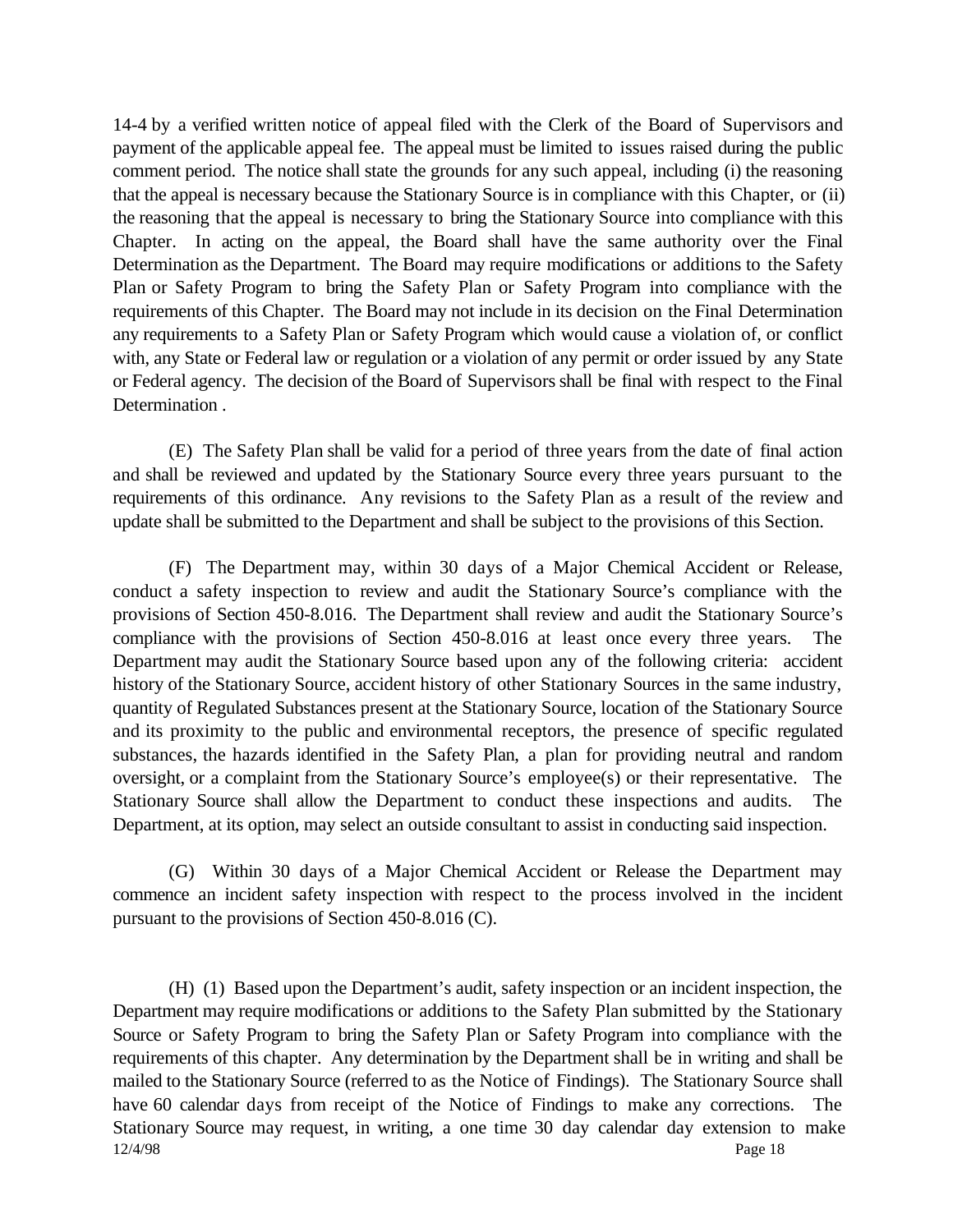14-4 by a verified written notice of appeal filed with the Clerk of the Board of Supervisors and payment of the applicable appeal fee. The appeal must be limited to issues raised during the public comment period. The notice shall state the grounds for any such appeal, including (i) the reasoning that the appeal is necessary because the Stationary Source is in compliance with this Chapter, or (ii) the reasoning that the appeal is necessary to bring the Stationary Source into compliance with this Chapter. In acting on the appeal, the Board shall have the same authority over the Final Determination as the Department. The Board may require modifications or additions to the Safety Plan or Safety Program to bring the Safety Plan or Safety Program into compliance with the requirements of this Chapter. The Board may not include in its decision on the Final Determination any requirements to a Safety Plan or Safety Program which would cause a violation of, or conflict with, any State or Federal law or regulation or a violation of any permit or order issued by any State or Federal agency. The decision of the Board of Supervisors shall be final with respect to the Final Determination .

(E) The Safety Plan shall be valid for a period of three years from the date of final action and shall be reviewed and updated by the Stationary Source every three years pursuant to the requirements of this ordinance. Any revisions to the Safety Plan as a result of the review and update shall be submitted to the Department and shall be subject to the provisions of this Section.

(F) The Department may, within 30 days of a Major Chemical Accident or Release, conduct a safety inspection to review and audit the Stationary Source's compliance with the provisions of Section 450-8.016. The Department shall review and audit the Stationary Source's compliance with the provisions of Section 450-8.016 at least once every three years. The Department may audit the Stationary Source based upon any of the following criteria: accident history of the Stationary Source, accident history of other Stationary Sources in the same industry, quantity of Regulated Substances present at the Stationary Source, location of the Stationary Source and its proximity to the public and environmental receptors, the presence of specific regulated substances, the hazards identified in the Safety Plan, a plan for providing neutral and random oversight, or a complaint from the Stationary Source's employee(s) or their representative. The Stationary Source shall allow the Department to conduct these inspections and audits. The Department, at its option, may select an outside consultant to assist in conducting said inspection.

(G) Within 30 days of a Major Chemical Accident or Release the Department may commence an incident safety inspection with respect to the process involved in the incident pursuant to the provisions of Section 450-8.016 (C).

(H) (1) Based upon the Department's audit, safety inspection or an incident inspection, the Department may require modifications or additions to the Safety Plan submitted by the Stationary Source or Safety Program to bring the Safety Plan or Safety Program into compliance with the requirements of this chapter. Any determination by the Department shall be in writing and shall be mailed to the Stationary Source (referred to as the Notice of Findings). The Stationary Source shall have 60 calendar days from receipt of the Notice of Findings to make any corrections. The Stationary Source may request, in writing, a one time 30 day calendar day extension to make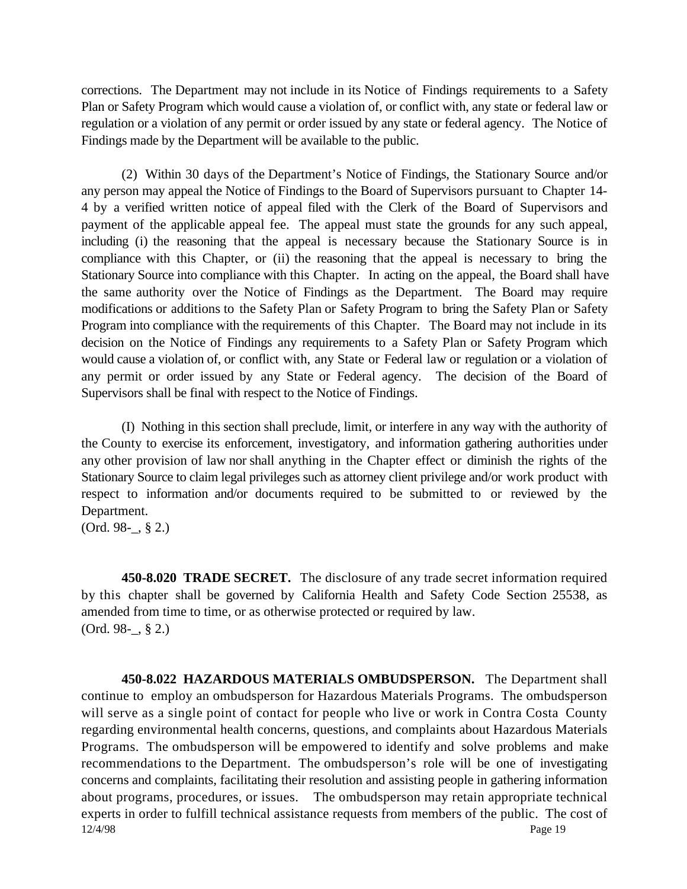corrections. The Department may not include in its Notice of Findings requirements to a Safety Plan or Safety Program which would cause a violation of, or conflict with, any state or federal law or regulation or a violation of any permit or order issued by any state or federal agency. The Notice of Findings made by the Department will be available to the public.

(2) Within 30 days of the Department's Notice of Findings, the Stationary Source and/or any person may appeal the Notice of Findings to the Board of Supervisors pursuant to Chapter 14-4 by a verified written notice of appeal filed with the Clerk of the Board of Supervisors and payment of the applicable appeal fee. The appeal must state the grounds for any such appeal, including (i) the reasoning that the appeal is necessary because the Stationary Source is in compliance with this Chapter, or (ii) the reasoning that the appeal is necessary to bring the Stationary Source into compliance with this Chapter. In acting on the appeal, the Board shall have the same authority over the Notice of Findings as the Department. The Board may require modifications or additions to the Safety Plan or Safety Program to bring the Safety Plan or Safety Program into compliance with the requirements of this Chapter. The Board may not include in its decision on the Notice of Findings any requirements to a Safety Plan or Safety Program which would cause a violation of, or conflict with, any State or Federal law or regulation or a violation of any permit or order issued by any State or Federal agency. The decision of the Board of Supervisors shall be final with respect to the Notice of Findings.

(I) Nothing in this section shall preclude, limit, or interfere in any way with the authority of the County to exercise its enforcement, investigatory, and information gathering authorities under any other provision of law nor shall anything in the Chapter effect or diminish the rights of the Stationary Source to claim legal privileges such as attorney client privilege and/or work product with respect to information and/or documents required to be submitted to or reviewed by the Department.
(Ord. 98-_, § 2.)

**450-8.020 TRADE SECRET.** The disclosure of any trade secret information required by this chapter shall be governed by California Health and Safety Code Section 25538, as amended from time to time, or as otherwise protected or required by law.
(Ord. 98-_, § 2.)

**450-8.022 HAZARDOUS MATERIALS OMBUDSPERSON.** The Department shall continue to employ an ombudsperson for Hazardous Materials Programs. The ombudsperson will serve as a single point of contact for people who live or work in Contra Costa County regarding environmental health concerns, questions, and complaints about Hazardous Materials Programs. The ombudsperson will be empowered to identify and solve problems and make recommendations to the Department. The ombudsperson's role will be one of investigating concerns and complaints, facilitating their resolution and assisting people in gathering information about programs, procedures, or issues. The ombudsperson may retain appropriate technical experts in order to fulfill technical assistance requests from members of the public. The cost of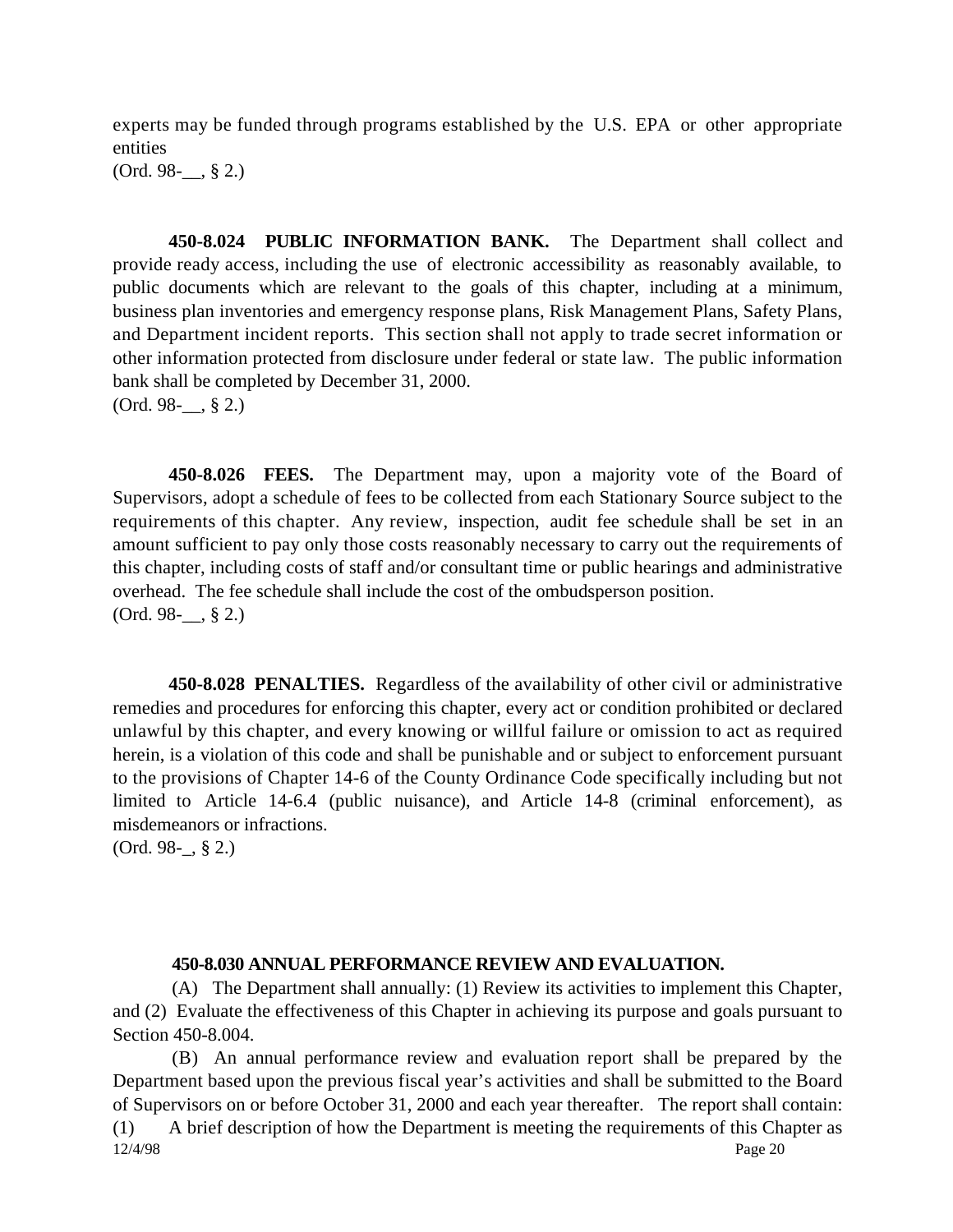experts may be funded through programs established by the U.S. EPA or other appropriate entities

(Ord. 98-__, § 2.)

**450-8.024 PUBLIC INFORMATION BANK.** The Department shall collect and provide ready access, including the use of electronic accessibility as reasonably available, to public documents which are relevant to the goals of this chapter, including at a minimum, business plan inventories and emergency response plans, Risk Management Plans, Safety Plans, and Department incident reports. This section shall not apply to trade secret information or other information protected from disclosure under federal or state law. The public information bank shall be completed by December 31, 2000.

(Ord. 98-__, § 2.)

**450-8.026 FEES.** The Department may, upon a majority vote of the Board of Supervisors, adopt a schedule of fees to be collected from each Stationary Source subject to the requirements of this chapter. Any review, inspection, audit fee schedule shall be set in an amount sufficient to pay only those costs reasonably necessary to carry out the requirements of this chapter, including costs of staff and/or consultant time or public hearings and administrative overhead. The fee schedule shall include the cost of the ombudsperson position.

(Ord. 98-__, § 2.)

**450-8.028 PENALTIES.** Regardless of the availability of other civil or administrative remedies and procedures for enforcing this chapter, every act or condition prohibited or declared unlawful by this chapter, and every knowing or willful failure or omission to act as required herein, is a violation of this code and shall be punishable and or subject to enforcement pursuant to the provisions of Chapter 14-6 of the County Ordinance Code specifically including but not limited to Article 14-6.4 (public nuisance), and Article 14-8 (criminal enforcement), as misdemeanors or infractions.

(Ord. 98-_, § 2.)

**450-8.030 ANNUAL PERFORMANCE REVIEW AND EVALUATION.**

(A) The Department shall annually: (1) Review its activities to implement this Chapter, and (2) Evaluate the effectiveness of this Chapter in achieving its purpose and goals pursuant to Section 450-8.004.

(B) An annual performance review and evaluation report shall be prepared by the Department based upon the previous fiscal year's activities and shall be submitted to the Board of Supervisors on or before October 31, 2000 and each year thereafter. The report shall contain:

(1) A brief description of how the Department is meeting the requirements of this Chapter as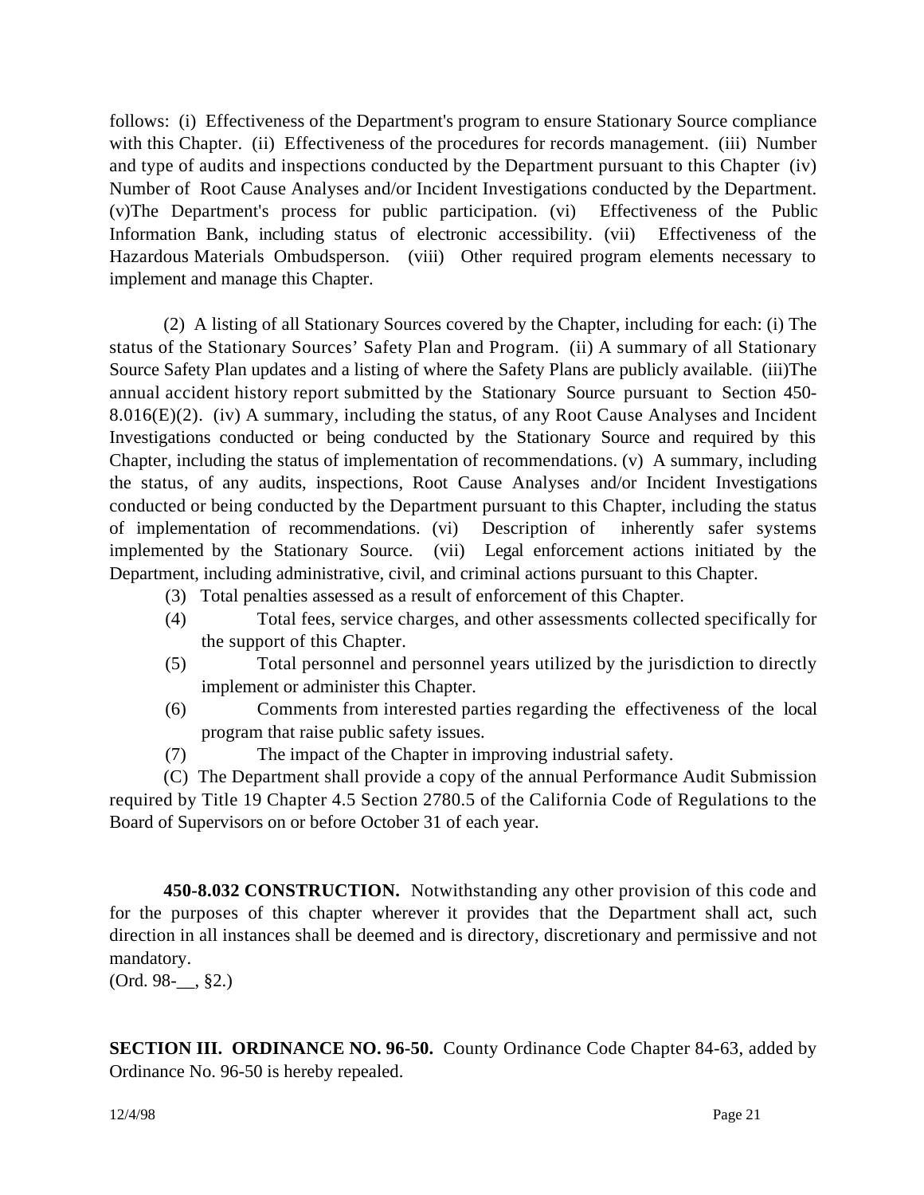follows: (i) Effectiveness of the Department's program to ensure Stationary Source compliance with this Chapter. (ii) Effectiveness of the procedures for records management. (iii) Number and type of audits and inspections conducted by the Department pursuant to this Chapter (iv) Number of Root Cause Analyses and/or Incident Investigations conducted by the Department. (v)The Department's process for public participation. (vi) Effectiveness of the Public Information Bank, including status of electronic accessibility. (vii) Effectiveness of the Hazardous Materials Ombudsperson. (viii) Other required program elements necessary to implement and manage this Chapter.

(2) A listing of all Stationary Sources covered by the Chapter, including for each: (i) The status of the Stationary Sources' Safety Plan and Program. (ii) A summary of all Stationary Source Safety Plan updates and a listing of where the Safety Plans are publicly available. (iii)The annual accident history report submitted by the Stationary Source pursuant to Section 450-8.016(E)(2). (iv) A summary, including the status, of any Root Cause Analyses and Incident Investigations conducted or being conducted by the Stationary Source and required by this Chapter, including the status of implementation of recommendations. (v) A summary, including the status, of any audits, inspections, Root Cause Analyses and/or Incident Investigations conducted or being conducted by the Department pursuant to this Chapter, including the status of implementation of recommendations. (vi) Description of inherently safer systems implemented by the Stationary Source. (vii) Legal enforcement actions initiated by the Department, including administrative, civil, and criminal actions pursuant to this Chapter.

(3) Total penalties assessed as a result of enforcement of this Chapter.

(4) Total fees, service charges, and other assessments collected specifically for the support of this Chapter.

(5) Total personnel and personnel years utilized by the jurisdiction to directly implement or administer this Chapter.

(6) Comments from interested parties regarding the effectiveness of the local program that raise public safety issues.

(7) The impact of the Chapter in improving industrial safety.

(C) The Department shall provide a copy of the annual Performance Audit Submission required by Title 19 Chapter 4.5 Section 2780.5 of the California Code of Regulations to the Board of Supervisors on or before October 31 of each year.

**450-8.032 CONSTRUCTION.** Notwithstanding any other provision of this code and for the purposes of this chapter wherever it provides that the Department shall act, such direction in all instances shall be deemed and is directory, discretionary and permissive and not mandatory.
(Ord. 98-__, §2.)

**SECTION III. ORDINANCE NO. 96-50.** County Ordinance Code Chapter 84-63, added by Ordinance No. 96-50 is hereby repealed.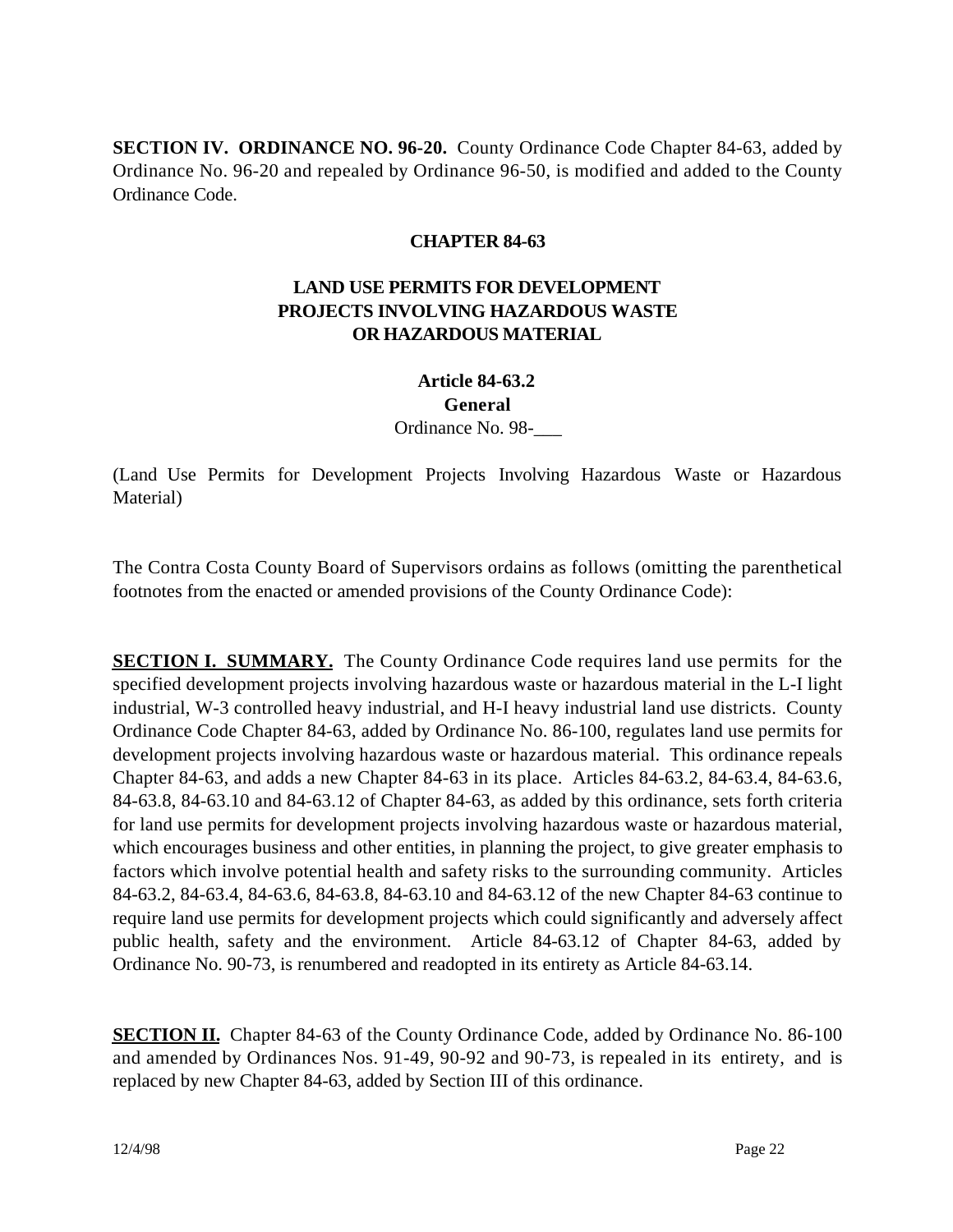**SECTION IV. ORDINANCE NO. 96-20.** County Ordinance Code Chapter 84-63, added by Ordinance No. 96-20 and repealed by Ordinance 96-50, is modified and added to the County Ordinance Code.

**CHAPTER 84-63**

**LAND USE PERMITS FOR DEVELOPMENT PROJECTS INVOLVING HAZARDOUS WASTE OR HAZARDOUS MATERIAL**

**Article 84-63.2**
**General**
Ordinance No. 98-___

(Land Use Permits for Development Projects Involving Hazardous Waste or Hazardous Material)

The Contra Costa County Board of Supervisors ordains as follows (omitting the parenthetical footnotes from the enacted or amended provisions of the County Ordinance Code):

**SECTION I. SUMMARY.** The County Ordinance Code requires land use permits for the specified development projects involving hazardous waste or hazardous material in the L-I light industrial, W-3 controlled heavy industrial, and H-I heavy industrial land use districts. County Ordinance Code Chapter 84-63, added by Ordinance No. 86-100, regulates land use permits for development projects involving hazardous waste or hazardous material. This ordinance repeals Chapter 84-63, and adds a new Chapter 84-63 in its place. Articles 84-63.2, 84-63.4, 84-63.6, 84-63.8, 84-63.10 and 84-63.12 of Chapter 84-63, as added by this ordinance, sets forth criteria for land use permits for development projects involving hazardous waste or hazardous material, which encourages business and other entities, in planning the project, to give greater emphasis to factors which involve potential health and safety risks to the surrounding community. Articles 84-63.2, 84-63.4, 84-63.6, 84-63.8, 84-63.10 and 84-63.12 of the new Chapter 84-63 continue to require land use permits for development projects which could significantly and adversely affect public health, safety and the environment. Article 84-63.12 of Chapter 84-63, added by Ordinance No. 90-73, is renumbered and readopted in its entirety as Article 84-63.14.

**SECTION II.** Chapter 84-63 of the County Ordinance Code, added by Ordinance No. 86-100 and amended by Ordinances Nos. 91-49, 90-92 and 90-73, is repealed in its entirety, and is replaced by new Chapter 84-63, added by Section III of this ordinance.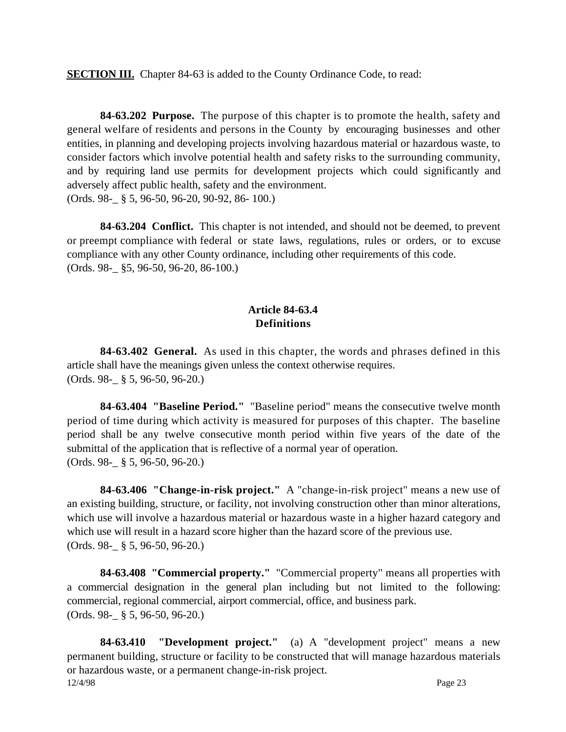**SECTION III.** Chapter 84-63 is added to the County Ordinance Code, to read:

**84-63.202 Purpose.** The purpose of this chapter is to promote the health, safety and general welfare of residents and persons in the County by encouraging businesses and other entities, in planning and developing projects involving hazardous material or hazardous waste, to consider factors which involve potential health and safety risks to the surrounding community, and by requiring land use permits for development projects which could significantly and adversely affect public health, safety and the environment.
(Ords. 98-_ § 5, 96-50, 96-20, 90-92, 86- 100.)

**84-63.204 Conflict.** This chapter is not intended, and should not be deemed, to prevent or preempt compliance with federal or state laws, regulations, rules or orders, or to excuse compliance with any other County ordinance, including other requirements of this code.
(Ords. 98-_ §5, 96-50, 96-20, 86-100.)

## Article 84-63.4
## Definitions

**84-63.402 General.** As used in this chapter, the words and phrases defined in this article shall have the meanings given unless the context otherwise requires.
(Ords. 98-_ § 5, 96-50, 96-20.)

**84-63.404 "Baseline Period."** "Baseline period" means the consecutive twelve month period of time during which activity is measured for purposes of this chapter. The baseline period shall be any twelve consecutive month period within five years of the date of the submittal of the application that is reflective of a normal year of operation.
(Ords. 98-_ § 5, 96-50, 96-20.)

**84-63.406 "Change-in-risk project."** A "change-in-risk project" means a new use of an existing building, structure, or facility, not involving construction other than minor alterations, which use will involve a hazardous material or hazardous waste in a higher hazard category and which use will result in a hazard score higher than the hazard score of the previous use.
(Ords. 98-_ § 5, 96-50, 96-20.)

**84-63.408 "Commercial property."** "Commercial property" means all properties with a commercial designation in the general plan including but not limited to the following: commercial, regional commercial, airport commercial, office, and business park.
(Ords. 98-_ § 5, 96-50, 96-20.)

**84-63.410 "Development project."** (a) A "development project" means a new permanent building, structure or facility to be constructed that will manage hazardous materials or hazardous waste, or a permanent change-in-risk project.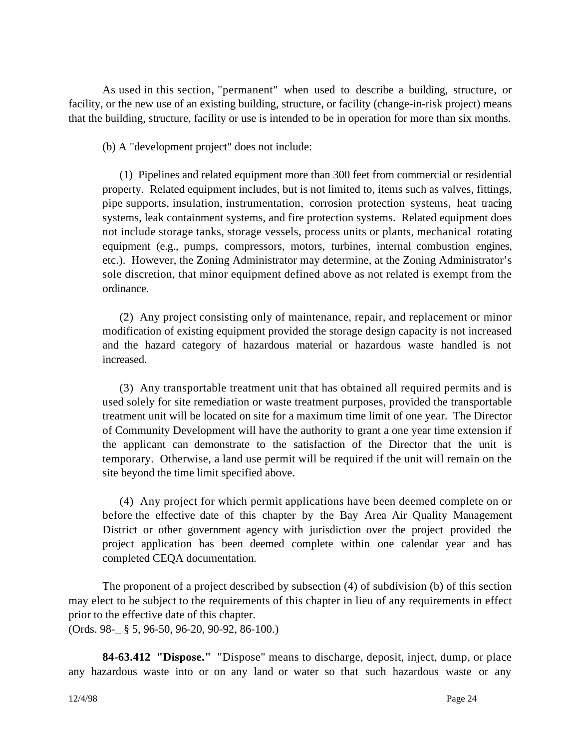As used in this section, "permanent" when used to describe a building, structure, or facility, or the new use of an existing building, structure, or facility (change-in-risk project) means that the building, structure, facility or use is intended to be in operation for more than six months.

(b) A "development project" does not include:

(1) Pipelines and related equipment more than 300 feet from commercial or residential property. Related equipment includes, but is not limited to, items such as valves, fittings, pipe supports, insulation, instrumentation, corrosion protection systems, heat tracing systems, leak containment systems, and fire protection systems. Related equipment does not include storage tanks, storage vessels, process units or plants, mechanical rotating equipment (e.g., pumps, compressors, motors, turbines, internal combustion engines, etc.). However, the Zoning Administrator may determine, at the Zoning Administrator's sole discretion, that minor equipment defined above as not related is exempt from the ordinance.

(2) Any project consisting only of maintenance, repair, and replacement or minor modification of existing equipment provided the storage design capacity is not increased and the hazard category of hazardous material or hazardous waste handled is not increased.

(3) Any transportable treatment unit that has obtained all required permits and is used solely for site remediation or waste treatment purposes, provided the transportable treatment unit will be located on site for a maximum time limit of one year. The Director of Community Development will have the authority to grant a one year time extension if the applicant can demonstrate to the satisfaction of the Director that the unit is temporary. Otherwise, a land use permit will be required if the unit will remain on the site beyond the time limit specified above.

(4) Any project for which permit applications have been deemed complete on or before the effective date of this chapter by the Bay Area Air Quality Management District or other government agency with jurisdiction over the project provided the project application has been deemed complete within one calendar year and has completed CEQA documentation.

The proponent of a project described by subsection (4) of subdivision (b) of this section may elect to be subject to the requirements of this chapter in lieu of any requirements in effect prior to the effective date of this chapter.
(Ords. 98-_ § 5, 96-50, 96-20, 90-92, 86-100.)

**84-63.412 "Dispose."** "Dispose" means to discharge, deposit, inject, dump, or place any hazardous waste into or on any land or water so that such hazardous waste or any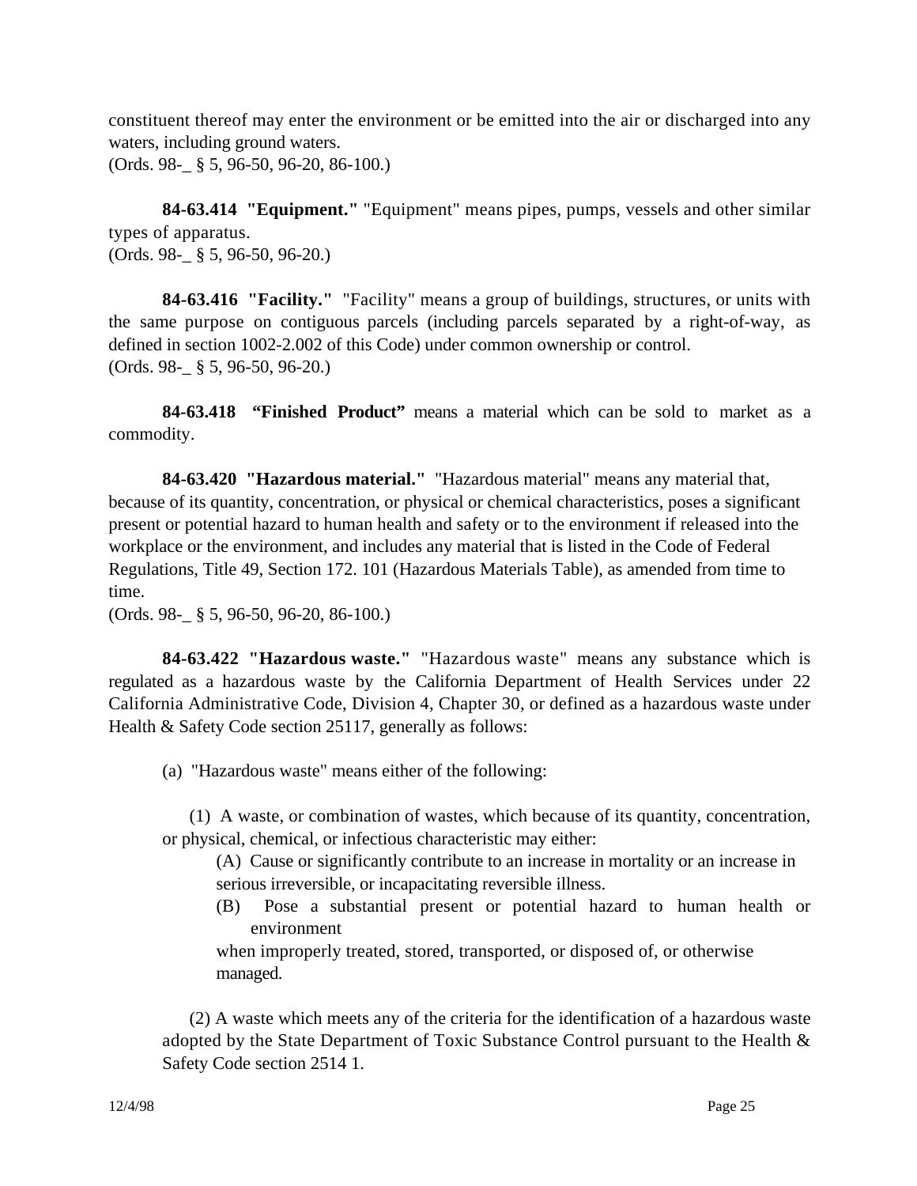constituent thereof may enter the environment or be emitted into the air or discharged into any waters, including ground waters.
(Ords. 98-_ § 5, 96-50, 96-20, 86-100.)

**84-63.414 "Equipment."** "Equipment" means pipes, pumps, vessels and other similar types of apparatus.
(Ords. 98-_ § 5, 96-50, 96-20.)

**84-63.416 "Facility."** "Facility" means a group of buildings, structures, or units with the same purpose on contiguous parcels (including parcels separated by a right-of-way, as defined in section 1002-2.002 of this Code) under common ownership or control.
(Ords. 98-_ § 5, 96-50, 96-20.)

**84-63.418 "Finished Product"** means a material which can be sold to market as a commodity.

**84-63.420 "Hazardous material."** "Hazardous material" means any material that, because of its quantity, concentration, or physical or chemical characteristics, poses a significant present or potential hazard to human health and safety or to the environment if released into the workplace or the environment, and includes any material that is listed in the Code of Federal Regulations, Title 49, Section 172. 101 (Hazardous Materials Table), as amended from time to time.
(Ords. 98-_ § 5, 96-50, 96-20, 86-100.)

**84-63.422 "Hazardous waste."** "Hazardous waste" means any substance which is regulated as a hazardous waste by the California Department of Health Services under 22 California Administrative Code, Division 4, Chapter 30, or defined as a hazardous waste under Health & Safety Code section 25117, generally as follows:

(a) "Hazardous waste" means either of the following:

(1) A waste, or combination of wastes, which because of its quantity, concentration, or physical, chemical, or infectious characteristic may either:

(A) Cause or significantly contribute to an increase in mortality or an increase in serious irreversible, or incapacitating reversible illness.

(B) Pose a substantial present or potential hazard to human health or environment

when improperly treated, stored, transported, or disposed of, or otherwise managed.

(2) A waste which meets any of the criteria for the identification of a hazardous waste adopted by the State Department of Toxic Substance Control pursuant to the Health & Safety Code section 2514 1.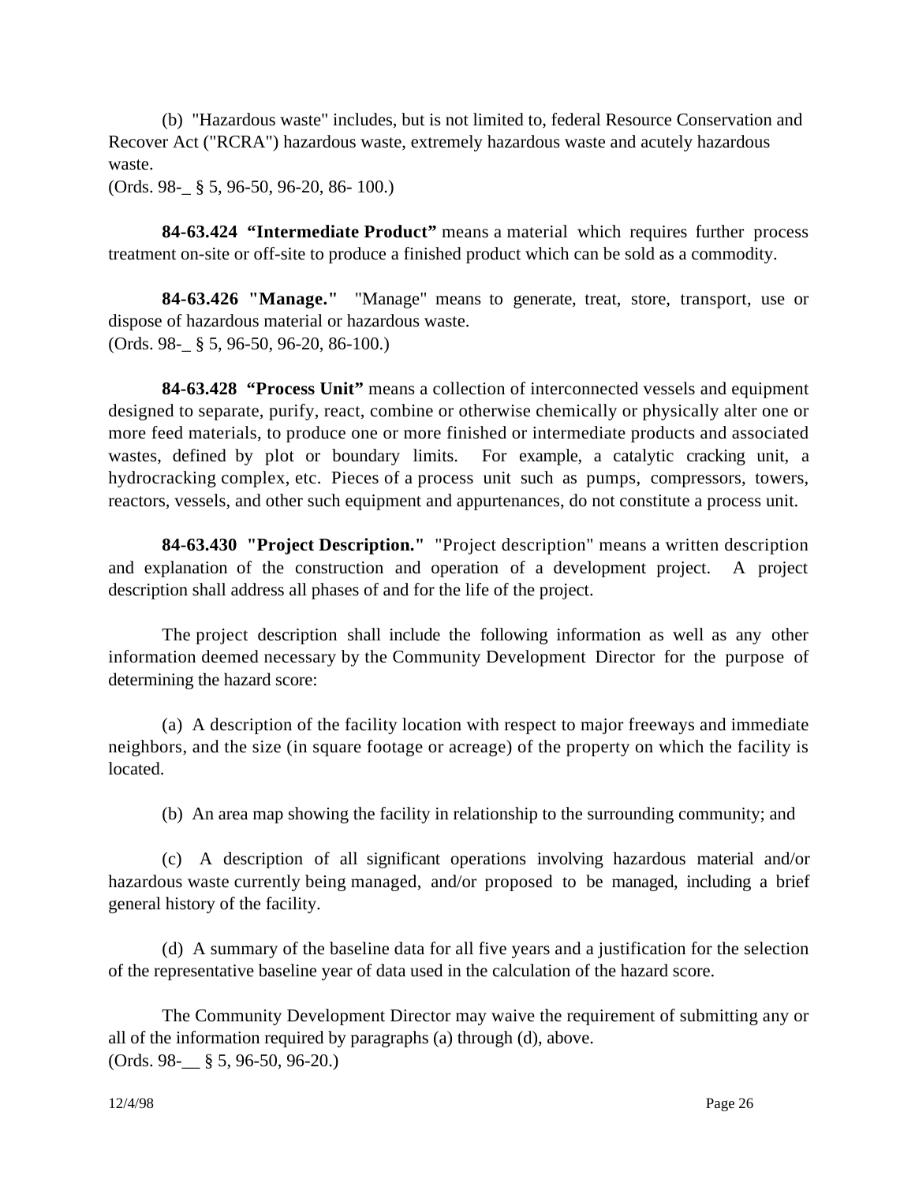(b) "Hazardous waste" includes, but is not limited to, federal Resource Conservation and Recover Act ("RCRA") hazardous waste, extremely hazardous waste and acutely hazardous waste.
(Ords. 98-_ § 5, 96-50, 96-20, 86- 100.)

**84-63.424 "Intermediate Product"** means a material which requires further process treatment on-site or off-site to produce a finished product which can be sold as a commodity.

**84-63.426 "Manage."** "Manage" means to generate, treat, store, transport, use or dispose of hazardous material or hazardous waste.
(Ords. 98-_ § 5, 96-50, 96-20, 86-100.)

**84-63.428 "Process Unit"** means a collection of interconnected vessels and equipment designed to separate, purify, react, combine or otherwise chemically or physically alter one or more feed materials, to produce one or more finished or intermediate products and associated wastes, defined by plot or boundary limits. For example, a catalytic cracking unit, a hydrocracking complex, etc. Pieces of a process unit such as pumps, compressors, towers, reactors, vessels, and other such equipment and appurtenances, do not constitute a process unit.

**84-63.430 "Project Description."** "Project description" means a written description and explanation of the construction and operation of a development project. A project description shall address all phases of and for the life of the project.

The project description shall include the following information as well as any other information deemed necessary by the Community Development Director for the purpose of determining the hazard score:

(a) A description of the facility location with respect to major freeways and immediate neighbors, and the size (in square footage or acreage) of the property on which the facility is located.

(b) An area map showing the facility in relationship to the surrounding community; and

(c) A description of all significant operations involving hazardous material and/or hazardous waste currently being managed, and/or proposed to be managed, including a brief general history of the facility.

(d) A summary of the baseline data for all five years and a justification for the selection of the representative baseline year of data used in the calculation of the hazard score.

The Community Development Director may waive the requirement of submitting any or all of the information required by paragraphs (a) through (d), above.
(Ords. 98-__ § 5, 96-50, 96-20.)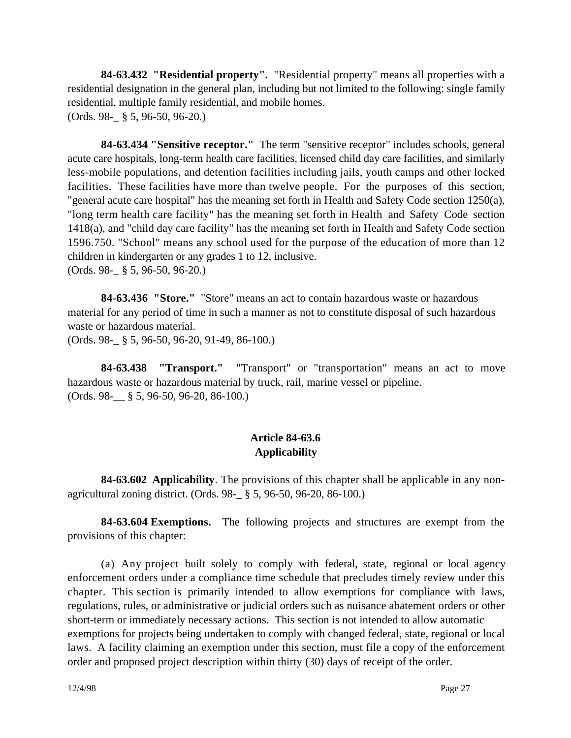**84-63.432 "Residential property".** "Residential property" means all properties with a residential designation in the general plan, including but not limited to the following: single family residential, multiple family residential, and mobile homes.
(Ords. 98-_ § 5, 96-50, 96-20.)

**84-63.434 "Sensitive receptor."** The term "sensitive receptor" includes schools, general acute care hospitals, long-term health care facilities, licensed child day care facilities, and similarly less-mobile populations, and detention facilities including jails, youth camps and other locked facilities. These facilities have more than twelve people. For the purposes of this section, "general acute care hospital" has the meaning set forth in Health and Safety Code section 1250(a), "long term health care facility" has the meaning set forth in Health and Safety Code section 1418(a), and "child day care facility" has the meaning set forth in Health and Safety Code section 1596.750. "School" means any school used for the purpose of the education of more than 12 children in kindergarten or any grades 1 to 12, inclusive.
(Ords. 98-_ § 5, 96-50, 96-20.)

**84-63.436 "Store."** "Store" means an act to contain hazardous waste or hazardous material for any period of time in such a manner as not to constitute disposal of such hazardous waste or hazardous material.
(Ords. 98-_ § 5, 96-50, 96-20, 91-49, 86-100.)

**84-63.438 "Transport."** "Transport" or "transportation" means an act to move hazardous waste or hazardous material by truck, rail, marine vessel or pipeline.
(Ords. 98-__ § 5, 96-50, 96-20, 86-100.)

## Article 84-63.6
## Applicability

**84-63.602 Applicability**. The provisions of this chapter shall be applicable in any non-agricultural zoning district. (Ords. 98-_ § 5, 96-50, 96-20, 86-100.)

**84-63.604 Exemptions.** The following projects and structures are exempt from the provisions of this chapter:

(a) Any project built solely to comply with federal, state, regional or local agency enforcement orders under a compliance time schedule that precludes timely review under this chapter. This section is primarily intended to allow exemptions for compliance with laws, regulations, rules, or administrative or judicial orders such as nuisance abatement orders or other short-term or immediately necessary actions. This section is not intended to allow automatic exemptions for projects being undertaken to comply with changed federal, state, regional or local laws. A facility claiming an exemption under this section, must file a copy of the enforcement order and proposed project description within thirty (30) days of receipt of the order.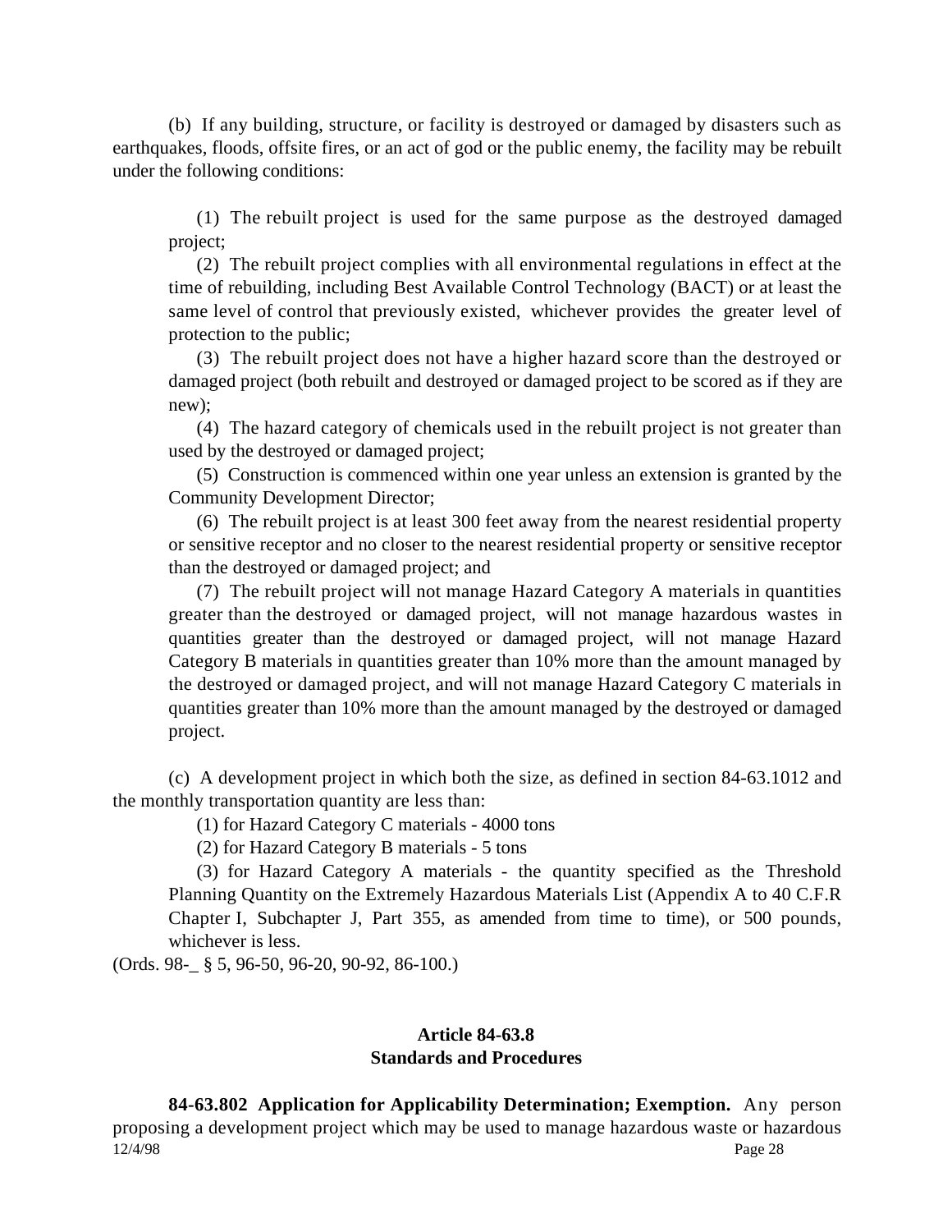(b) If any building, structure, or facility is destroyed or damaged by disasters such as earthquakes, floods, offsite fires, or an act of god or the public enemy, the facility may be rebuilt under the following conditions:

(1) The rebuilt project is used for the same purpose as the destroyed damaged project;

(2) The rebuilt project complies with all environmental regulations in effect at the time of rebuilding, including Best Available Control Technology (BACT) or at least the same level of control that previously existed, whichever provides the greater level of protection to the public;

(3) The rebuilt project does not have a higher hazard score than the destroyed or damaged project (both rebuilt and destroyed or damaged project to be scored as if they are new);

(4) The hazard category of chemicals used in the rebuilt project is not greater than used by the destroyed or damaged project;

(5) Construction is commenced within one year unless an extension is granted by the Community Development Director;

(6) The rebuilt project is at least 300 feet away from the nearest residential property or sensitive receptor and no closer to the nearest residential property or sensitive receptor than the destroyed or damaged project; and

(7) The rebuilt project will not manage Hazard Category A materials in quantities greater than the destroyed or damaged project, will not manage hazardous wastes in quantities greater than the destroyed or damaged project, will not manage Hazard Category B materials in quantities greater than 10% more than the amount managed by the destroyed or damaged project, and will not manage Hazard Category C materials in quantities greater than 10% more than the amount managed by the destroyed or damaged project.

(c) A development project in which both the size, as defined in section 84-63.1012 and the monthly transportation quantity are less than:

(1) for Hazard Category C materials - 4000 tons

(2) for Hazard Category B materials - 5 tons

(3) for Hazard Category A materials - the quantity specified as the Threshold Planning Quantity on the Extremely Hazardous Materials List (Appendix A to 40 C.F.R Chapter I, Subchapter J, Part 355, as amended from time to time), or 500 pounds, whichever is less.

(Ords. 98-_ § 5, 96-50, 96-20, 90-92, 86-100.)

## Article 84-63.8
## Standards and Procedures

**84-63.802 Application for Applicability Determination; Exemption.** Any person proposing a development project which may be used to manage hazardous waste or hazardous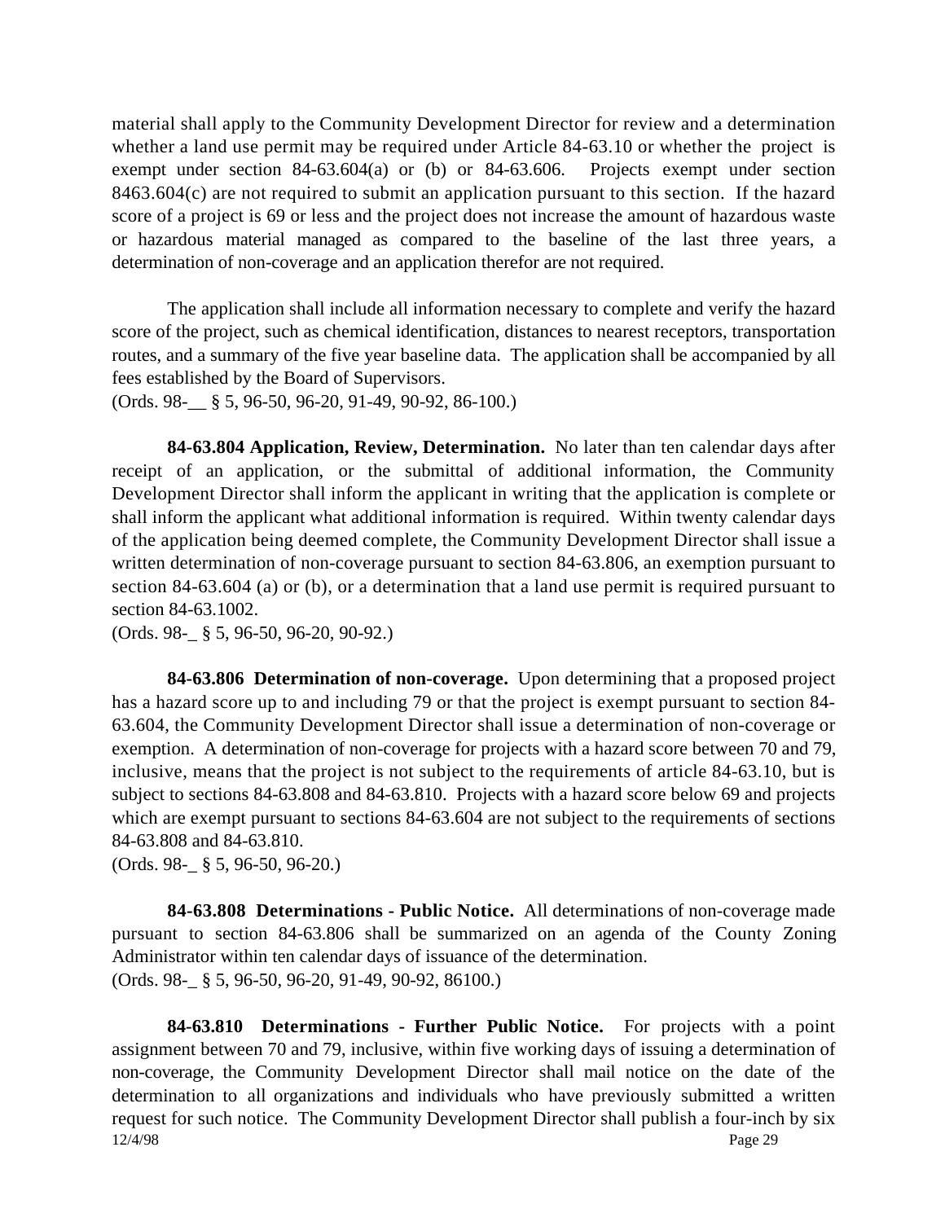material shall apply to the Community Development Director for review and a determination whether a land use permit may be required under Article 84-63.10 or whether the project is exempt under section 84-63.604(a) or (b) or 84-63.606. Projects exempt under section 8463.604(c) are not required to submit an application pursuant to this section. If the hazard score of a project is 69 or less and the project does not increase the amount of hazardous waste or hazardous material managed as compared to the baseline of the last three years, a determination of non-coverage and an application therefor are not required.

The application shall include all information necessary to complete and verify the hazard score of the project, such as chemical identification, distances to nearest receptors, transportation routes, and a summary of the five year baseline data. The application shall be accompanied by all fees established by the Board of Supervisors.
(Ords. 98-__ § 5, 96-50, 96-20, 91-49, 90-92, 86-100.)

**84-63.804 Application, Review, Determination.** No later than ten calendar days after receipt of an application, or the submittal of additional information, the Community Development Director shall inform the applicant in writing that the application is complete or shall inform the applicant what additional information is required. Within twenty calendar days of the application being deemed complete, the Community Development Director shall issue a written determination of non-coverage pursuant to section 84-63.806, an exemption pursuant to section 84-63.604 (a) or (b), or a determination that a land use permit is required pursuant to section 84-63.1002.
(Ords. 98-_ § 5, 96-50, 96-20, 90-92.)

**84-63.806 Determination of non-coverage.** Upon determining that a proposed project has a hazard score up to and including 79 or that the project is exempt pursuant to section 84-63.604, the Community Development Director shall issue a determination of non-coverage or exemption. A determination of non-coverage for projects with a hazard score between 70 and 79, inclusive, means that the project is not subject to the requirements of article 84-63.10, but is subject to sections 84-63.808 and 84-63.810. Projects with a hazard score below 69 and projects which are exempt pursuant to sections 84-63.604 are not subject to the requirements of sections 84-63.808 and 84-63.810.
(Ords. 98-_ § 5, 96-50, 96-20.)

**84-63.808 Determinations - Public Notice.** All determinations of non-coverage made pursuant to section 84-63.806 shall be summarized on an agenda of the County Zoning Administrator within ten calendar days of issuance of the determination.
(Ords. 98-_ § 5, 96-50, 96-20, 91-49, 90-92, 86100.)

**84-63.810 Determinations - Further Public Notice.** For projects with a point assignment between 70 and 79, inclusive, within five working days of issuing a determination of non-coverage, the Community Development Director shall mail notice on the date of the determination to all organizations and individuals who have previously submitted a written request for such notice. The Community Development Director shall publish a four-inch by six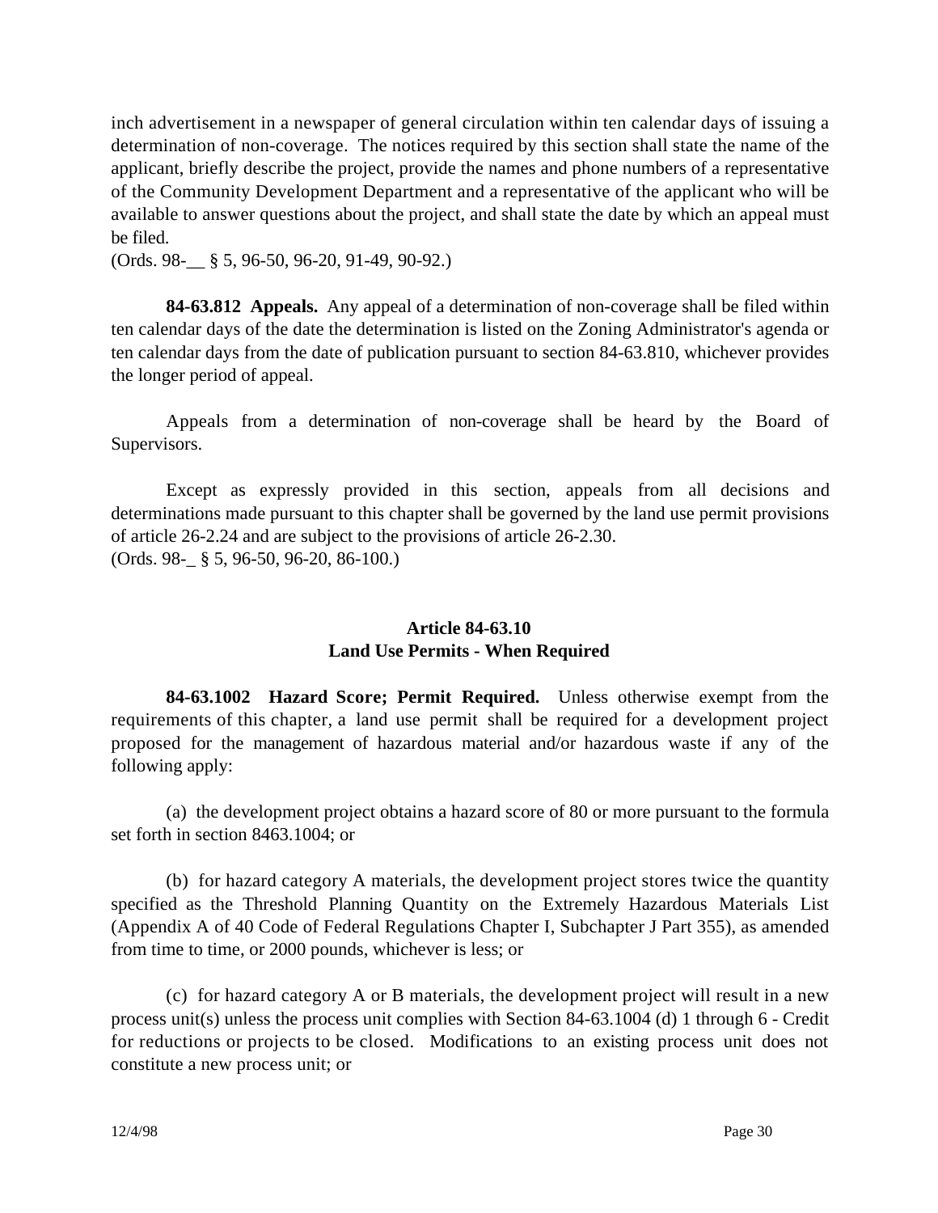inch advertisement in a newspaper of general circulation within ten calendar days of issuing a determination of non-coverage. The notices required by this section shall state the name of the applicant, briefly describe the project, provide the names and phone numbers of a representative of the Community Development Department and a representative of the applicant who will be available to answer questions about the project, and shall state the date by which an appeal must be filed.
(Ords. 98-__ § 5, 96-50, 96-20, 91-49, 90-92.)

**84-63.812 Appeals.** Any appeal of a determination of non-coverage shall be filed within ten calendar days of the date the determination is listed on the Zoning Administrator's agenda or ten calendar days from the date of publication pursuant to section 84-63.810, whichever provides the longer period of appeal.

Appeals from a determination of non-coverage shall be heard by the Board of Supervisors.

Except as expressly provided in this section, appeals from all decisions and determinations made pursuant to this chapter shall be governed by the land use permit provisions of article 26-2.24 and are subject to the provisions of article 26-2.30.
(Ords. 98-_ § 5, 96-50, 96-20, 86-100.)

## Article 84-63.10
## Land Use Permits - When Required

**84-63.1002 Hazard Score; Permit Required.** Unless otherwise exempt from the requirements of this chapter, a land use permit shall be required for a development project proposed for the management of hazardous material and/or hazardous waste if any of the following apply:

(a) the development project obtains a hazard score of 80 or more pursuant to the formula set forth in section 8463.1004; or

(b) for hazard category A materials, the development project stores twice the quantity specified as the Threshold Planning Quantity on the Extremely Hazardous Materials List (Appendix A of 40 Code of Federal Regulations Chapter I, Subchapter J Part 355), as amended from time to time, or 2000 pounds, whichever is less; or

(c) for hazard category A or B materials, the development project will result in a new process unit(s) unless the process unit complies with Section 84-63.1004 (d) 1 through 6 - Credit for reductions or projects to be closed. Modifications to an existing process unit does not constitute a new process unit; or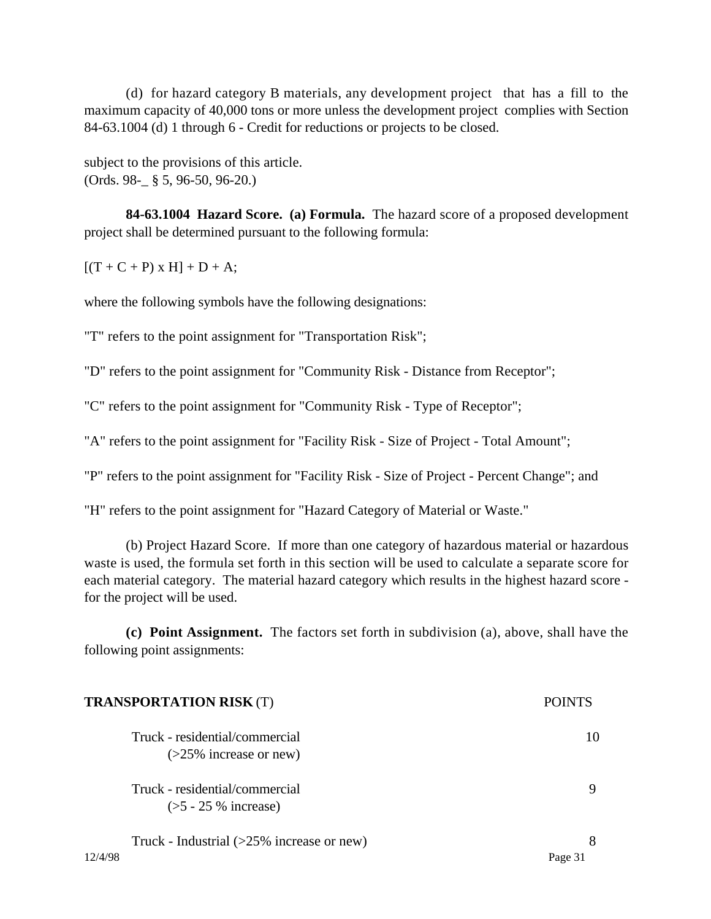(d) for hazard category B materials, any development project that has a fill to the maximum capacity of 40,000 tons or more unless the development project complies with Section 84-63.1004 (d) 1 through 6 - Credit for reductions or projects to be closed.

subject to the provisions of this article.
(Ords. 98-_ § 5, 96-50, 96-20.)

**84-63.1004 Hazard Score. (a) Formula.** The hazard score of a proposed development project shall be determined pursuant to the following formula:

$[(T + C + P) \times H] + D + A$;

where the following symbols have the following designations:

"T" refers to the point assignment for "Transportation Risk";

"D" refers to the point assignment for "Community Risk - Distance from Receptor";

"C" refers to the point assignment for "Community Risk - Type of Receptor";

"A" refers to the point assignment for "Facility Risk - Size of Project - Total Amount";

"P" refers to the point assignment for "Facility Risk - Size of Project - Percent Change"; and

"H" refers to the point assignment for "Hazard Category of Material or Waste."

(b) Project Hazard Score. If more than one category of hazardous material or hazardous waste is used, the formula set forth in this section will be used to calculate a separate score for each material category. The material hazard category which results in the highest hazard score - for the project will be used.

**(c) Point Assignment.** The factors set forth in subdivision (a), above, shall have the following point assignments:

| **TRANSPORTATION RISK** (T) | POINTS |
|---|---|
| Truck - residential/commercial (>25% increase or new) | 10 |
| Truck - residential/commercial (>5 - 25 % increase) | 9 |
| Truck - Industrial (>25% increase or new) | 8 |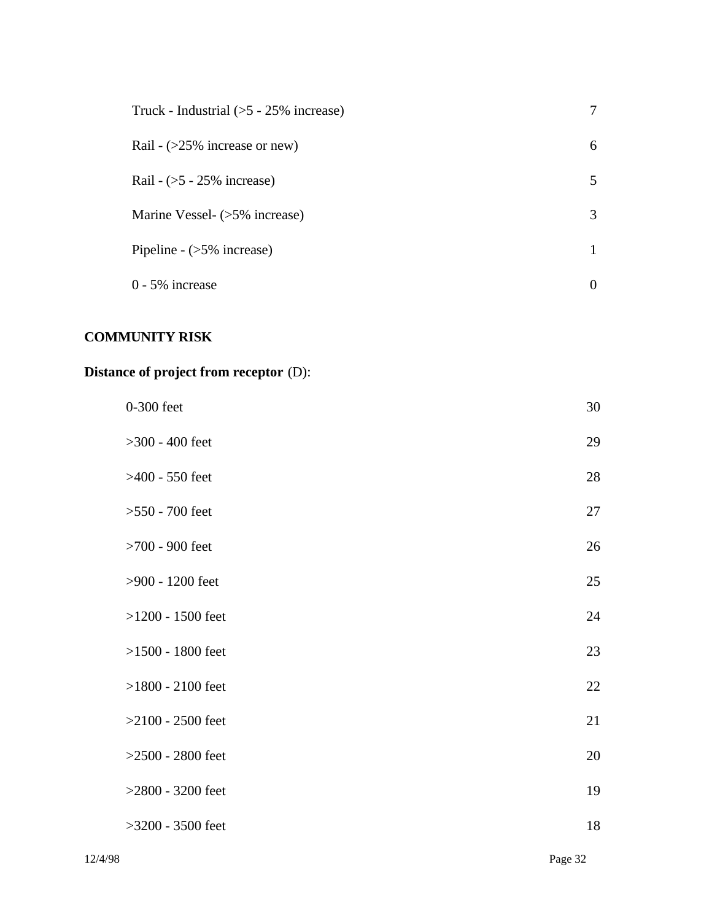| | |
|---|---|
| Truck - Industrial (>5 - 25% increase) | 7 |
| Rail - (>25% increase or new) | 6 |
| Rail - (>5 - 25% increase) | 5 |
| Marine Vessel- (>5% increase) | 3 |
| Pipeline - (>5% increase) | 1 |
| 0 - 5% increase | 0 |

**COMMUNITY RISK**

**Distance of project from receptor** (D):

| | |
|---|---|
| 0-300 feet | 30 |
| >300 - 400 feet | 29 |
| >400 - 550 feet | 28 |
| >550 - 700 feet | 27 |
| >700 - 900 feet | 26 |
| >900 - 1200 feet | 25 |
| >1200 - 1500 feet | 24 |
| >1500 - 1800 feet | 23 |
| >1800 - 2100 feet | 22 |
| >2100 - 2500 feet | 21 |
| >2500 - 2800 feet | 20 |
| >2800 - 3200 feet | 19 |
| >3200 - 3500 feet | 18 |

12/4/98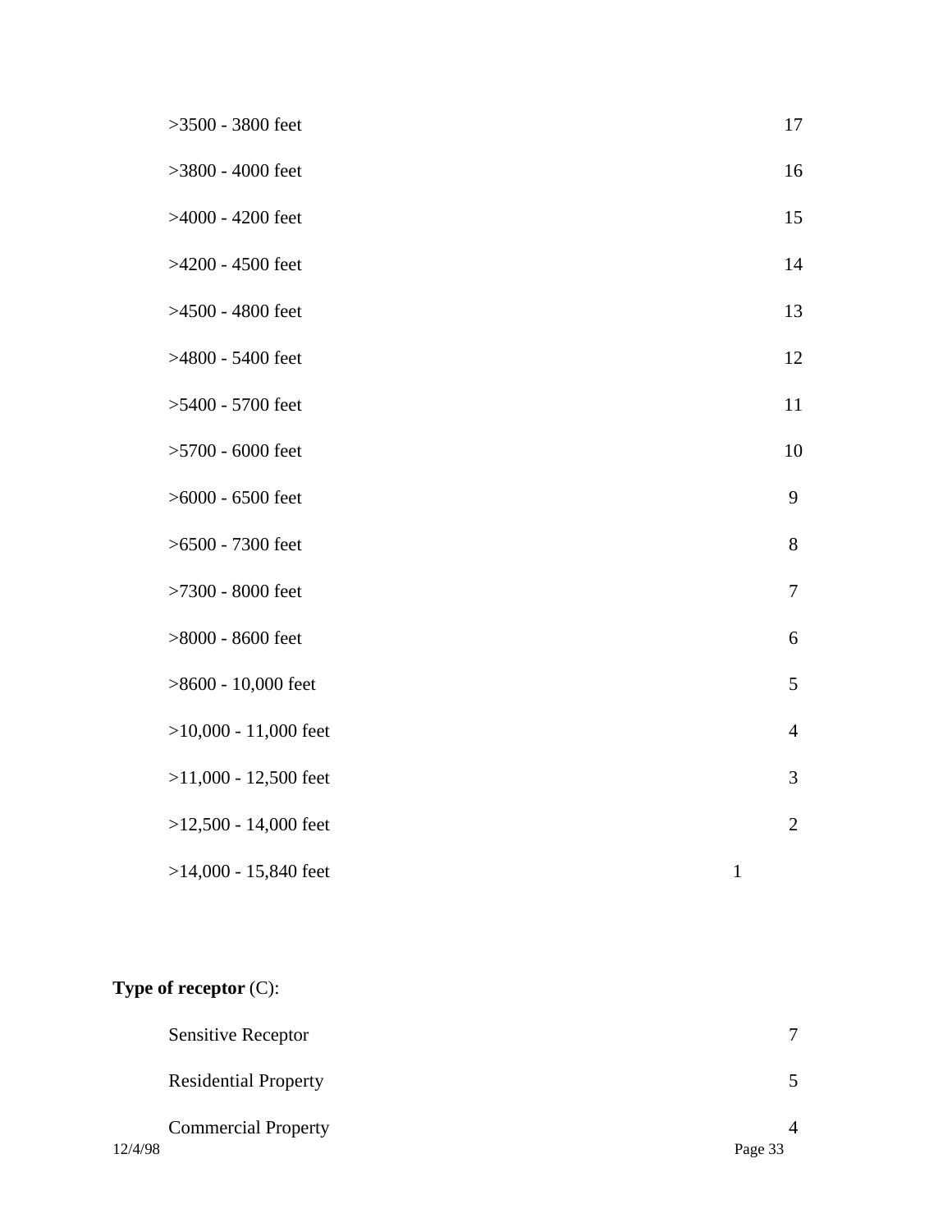| | |
|---|---|
| >3500 - 3800 feet | 17 |
| >3800 - 4000 feet | 16 |
| >4000 - 4200 feet | 15 |
| >4200 - 4500 feet | 14 |
| >4500 - 4800 feet | 13 |
| >4800 - 5400 feet | 12 |
| >5400 - 5700 feet | 11 |
| >5700 - 6000 feet | 10 |
| >6000 - 6500 feet | 9 |
| >6500 - 7300 feet | 8 |
| >7300 - 8000 feet | 7 |
| >8000 - 8600 feet | 6 |
| >8600 - 10,000 feet | 5 |
| >10,000 - 11,000 feet | 4 |
| >11,000 - 12,500 feet | 3 |
| >12,500 - 14,000 feet | 2 |
| >14,000 - 15,840 feet | 1 |

**Type of receptor** (C):

| | |
|---|---|
| Sensitive Receptor | 7 |
| Residential Property | 5 |
| Commercial Property | 4 |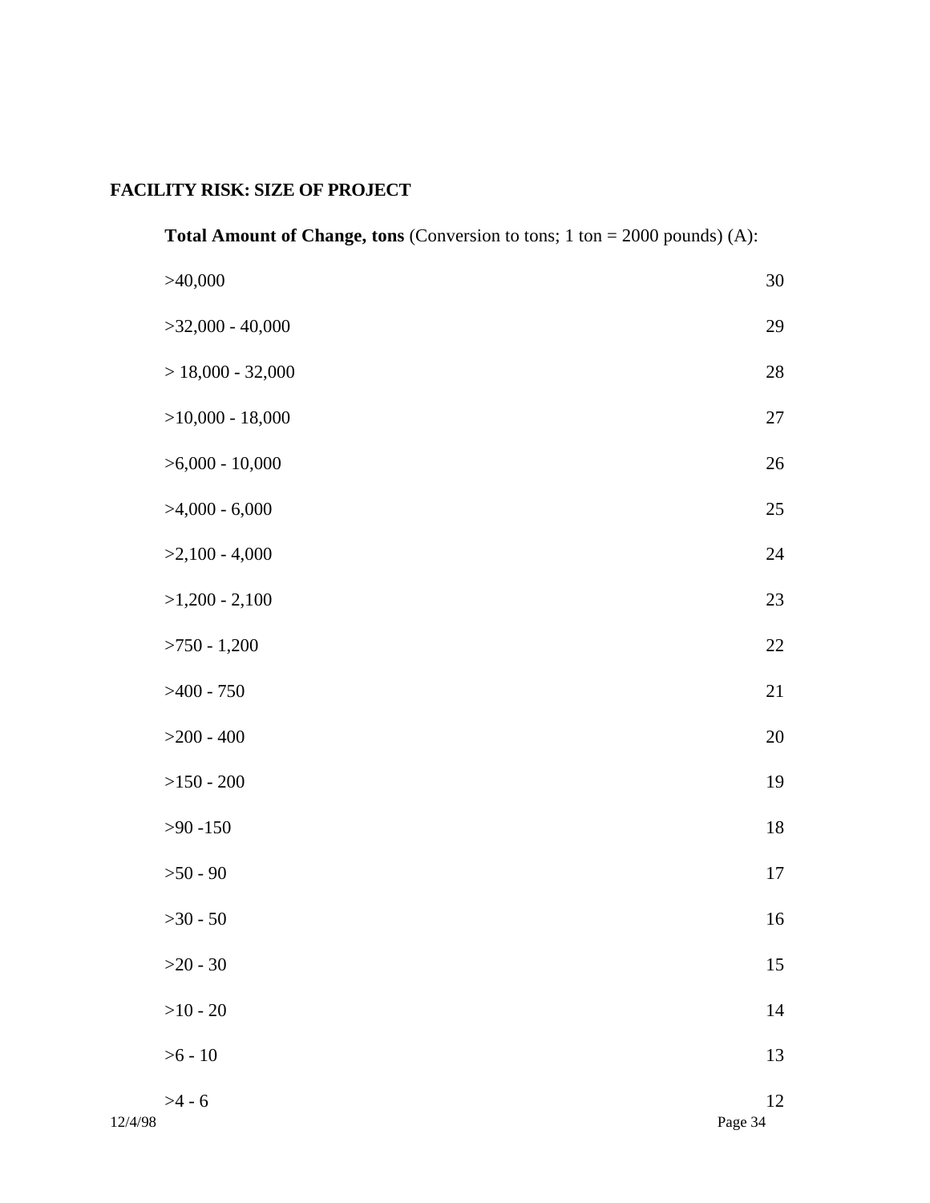## FACILITY RISK: SIZE OF PROJECT

**Total Amount of Change, tons** (Conversion to tons; 1 ton = 2000 pounds) (A):

| | |
|---|---|
| >40,000 | 30 |
| >32,000 - 40,000 | 29 |
| > 18,000 - 32,000 | 28 |
| >10,000 - 18,000 | 27 |
| >6,000 - 10,000 | 26 |
| >4,000 - 6,000 | 25 |
| >2,100 - 4,000 | 24 |
| >1,200 - 2,100 | 23 |
| >750 - 1,200 | 22 |
| >400 - 750 | 21 |
| >200 - 400 | 20 |
| >150 - 200 | 19 |
| >90 -150 | 18 |
| >50 - 90 | 17 |
| >30 - 50 | 16 |
| >20 - 30 | 15 |
| >10 - 20 | 14 |
| >6 - 10 | 13 |
| >4 - 6 | 12 |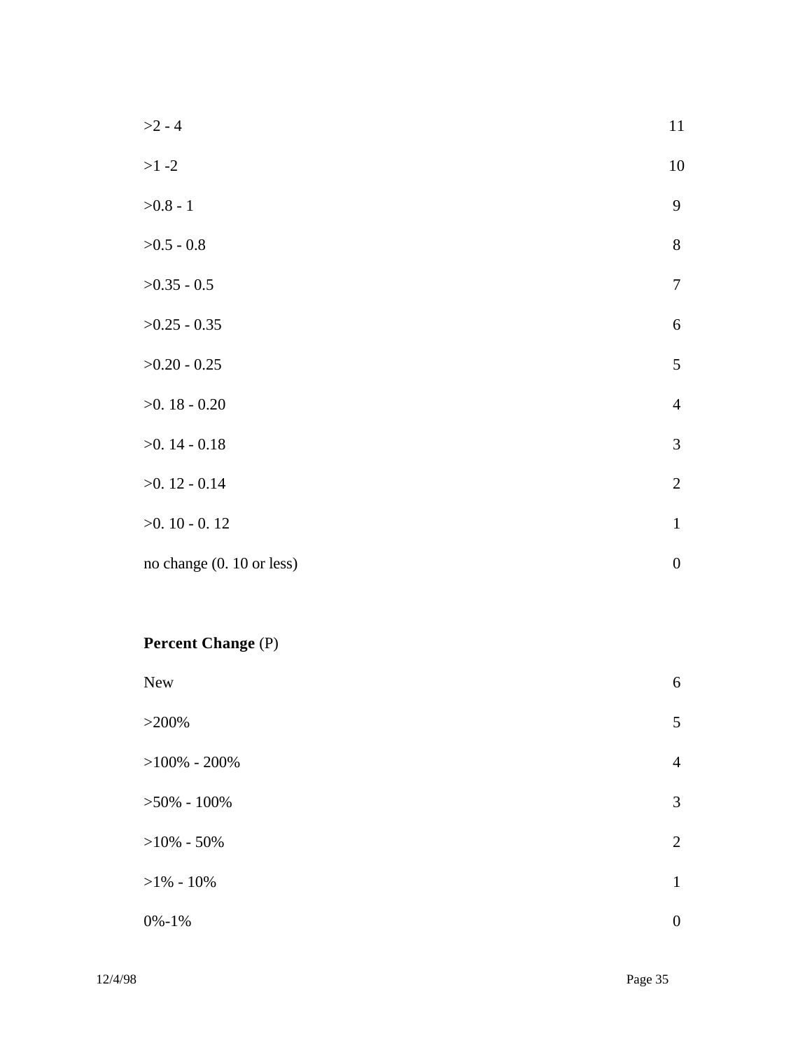| | |
|---|---|
| >2 - 4 | 11 |
| >1 -2 | 10 |
| >0.8 - 1 | 9 |
| >0.5 - 0.8 | 8 |
| >0.35 - 0.5 | 7 |
| >0.25 - 0.35 | 6 |
| >0.20 - 0.25 | 5 |
| >0. 18 - 0.20 | 4 |
| >0. 14 - 0.18 | 3 |
| >0. 12 - 0.14 | 2 |
| >0. 10 - 0. 12 | 1 |
| no change (0. 10 or less) | 0 |

**Percent Change** (P)

| | |
|---|---|
| New | 6 |
| >200% | 5 |
| >100% - 200% | 4 |
| >50% - 100% | 3 |
| >10% - 50% | 2 |
| >1% - 10% | 1 |
| 0%-1% | 0 |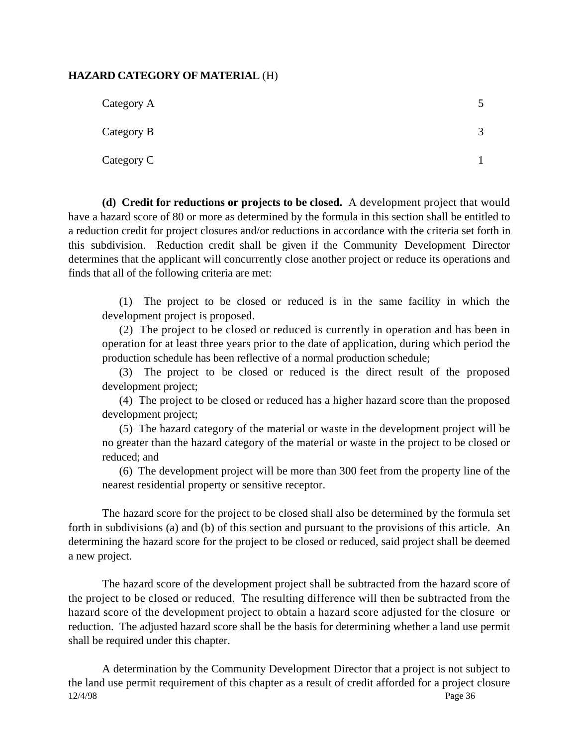**HAZARD CATEGORY OF MATERIAL** (H)

| | |
|---|---|
| Category A | 5 |
| Category B | 3 |
| Category C | 1 |

**(d) Credit for reductions or projects to be closed.** A development project that would have a hazard score of 80 or more as determined by the formula in this section shall be entitled to a reduction credit for project closures and/or reductions in accordance with the criteria set forth in this subdivision. Reduction credit shall be given if the Community Development Director determines that the applicant will concurrently close another project or reduce its operations and finds that all of the following criteria are met:

(1) The project to be closed or reduced is in the same facility in which the development project is proposed.

(2) The project to be closed or reduced is currently in operation and has been in operation for at least three years prior to the date of application, during which period the production schedule has been reflective of a normal production schedule;

(3) The project to be closed or reduced is the direct result of the proposed development project;

(4) The project to be closed or reduced has a higher hazard score than the proposed development project;

(5) The hazard category of the material or waste in the development project will be no greater than the hazard category of the material or waste in the project to be closed or reduced; and

(6) The development project will be more than 300 feet from the property line of the nearest residential property or sensitive receptor.

The hazard score for the project to be closed shall also be determined by the formula set forth in subdivisions (a) and (b) of this section and pursuant to the provisions of this article. An determining the hazard score for the project to be closed or reduced, said project shall be deemed a new project.

The hazard score of the development project shall be subtracted from the hazard score of the project to be closed or reduced. The resulting difference will then be subtracted from the hazard score of the development project to obtain a hazard score adjusted for the closure or reduction. The adjusted hazard score shall be the basis for determining whether a land use permit shall be required under this chapter.

A determination by the Community Development Director that a project is not subject to the land use permit requirement of this chapter as a result of credit afforded for a project closure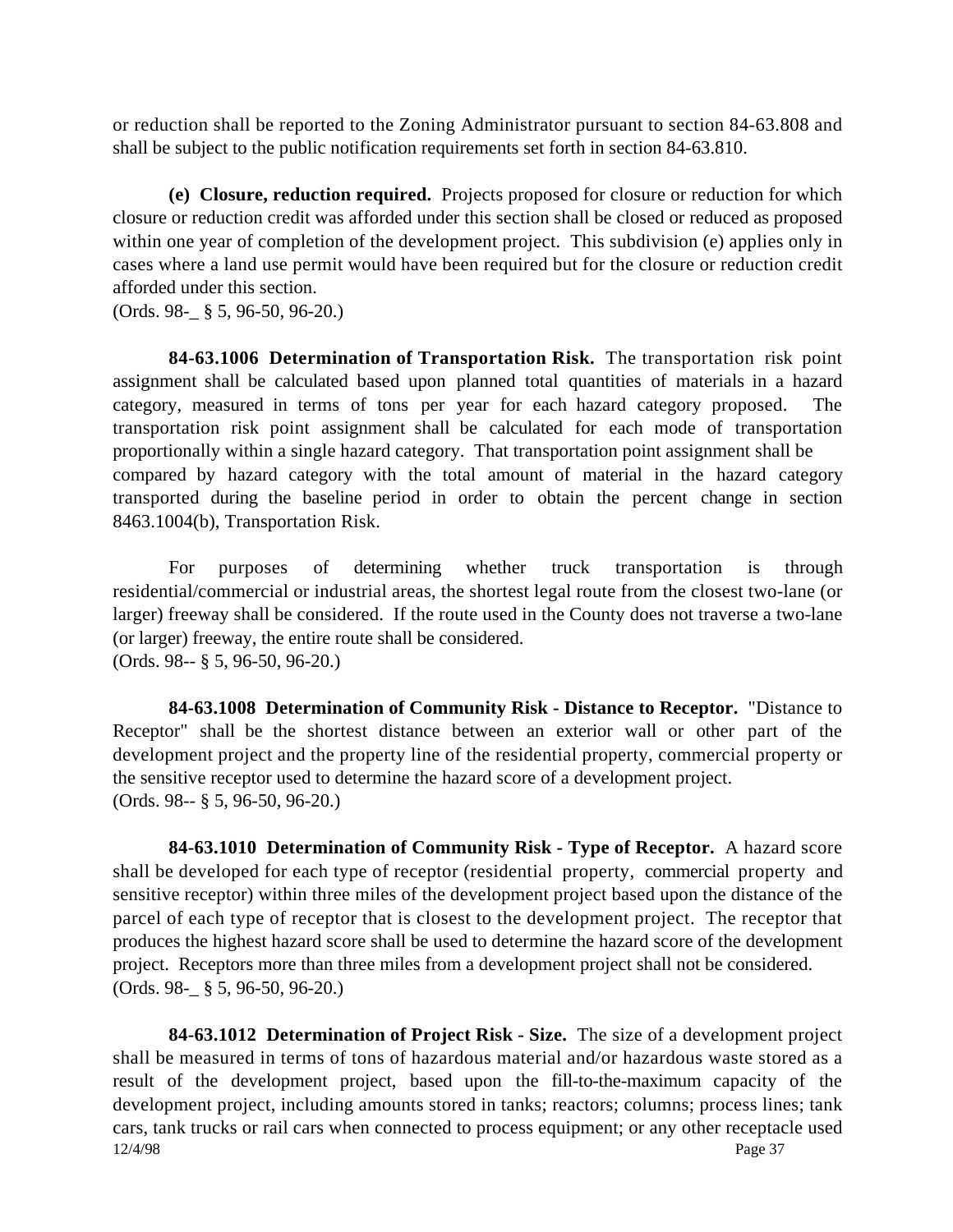or reduction shall be reported to the Zoning Administrator pursuant to section 84-63.808 and shall be subject to the public notification requirements set forth in section 84-63.810.

**(e) Closure, reduction required.** Projects proposed for closure or reduction for which closure or reduction credit was afforded under this section shall be closed or reduced as proposed within one year of completion of the development project. This subdivision (e) applies only in cases where a land use permit would have been required but for the closure or reduction credit afforded under this section.
(Ords. 98-_ § 5, 96-50, 96-20.)

**84-63.1006 Determination of Transportation Risk.** The transportation risk point assignment shall be calculated based upon planned total quantities of materials in a hazard category, measured in terms of tons per year for each hazard category proposed. The transportation risk point assignment shall be calculated for each mode of transportation proportionally within a single hazard category. That transportation point assignment shall be compared by hazard category with the total amount of material in the hazard category transported during the baseline period in order to obtain the percent change in section 8463.1004(b), Transportation Risk.

For purposes of determining whether truck transportation is through residential/commercial or industrial areas, the shortest legal route from the closest two-lane (or larger) freeway shall be considered. If the route used in the County does not traverse a two-lane (or larger) freeway, the entire route shall be considered.
(Ords. 98-- § 5, 96-50, 96-20.)

**84-63.1008 Determination of Community Risk - Distance to Receptor.** "Distance to Receptor" shall be the shortest distance between an exterior wall or other part of the development project and the property line of the residential property, commercial property or the sensitive receptor used to determine the hazard score of a development project.
(Ords. 98-- § 5, 96-50, 96-20.)

**84-63.1010 Determination of Community Risk - Type of Receptor.** A hazard score shall be developed for each type of receptor (residential property, commercial property and sensitive receptor) within three miles of the development project based upon the distance of the parcel of each type of receptor that is closest to the development project. The receptor that produces the highest hazard score shall be used to determine the hazard score of the development project. Receptors more than three miles from a development project shall not be considered.
(Ords. 98-_ § 5, 96-50, 96-20.)

**84-63.1012 Determination of Project Risk - Size.** The size of a development project shall be measured in terms of tons of hazardous material and/or hazardous waste stored as a result of the development project, based upon the fill-to-the-maximum capacity of the development project, including amounts stored in tanks; reactors; columns; process lines; tank cars, tank trucks or rail cars when connected to process equipment; or any other receptacle used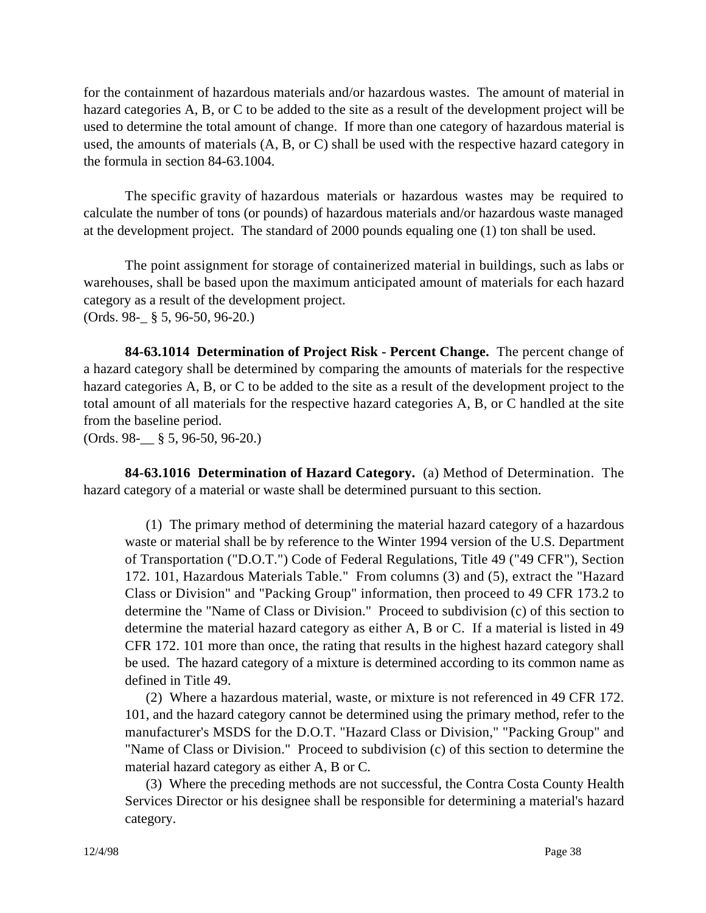for the containment of hazardous materials and/or hazardous wastes. The amount of material in hazard categories A, B, or C to be added to the site as a result of the development project will be used to determine the total amount of change. If more than one category of hazardous material is used, the amounts of materials (A, B, or C) shall be used with the respective hazard category in the formula in section 84-63.1004.

The specific gravity of hazardous materials or hazardous wastes may be required to calculate the number of tons (or pounds) of hazardous materials and/or hazardous waste managed at the development project. The standard of 2000 pounds equaling one (1) ton shall be used.

The point assignment for storage of containerized material in buildings, such as labs or warehouses, shall be based upon the maximum anticipated amount of materials for each hazard category as a result of the development project.
(Ords. 98-_ § 5, 96-50, 96-20.)

**84-63.1014 Determination of Project Risk - Percent Change.** The percent change of a hazard category shall be determined by comparing the amounts of materials for the respective hazard categories A, B, or C to be added to the site as a result of the development project to the total amount of all materials for the respective hazard categories A, B, or C handled at the site from the baseline period.
(Ords. 98-__ § 5, 96-50, 96-20.)

**84-63.1016 Determination of Hazard Category.** (a) Method of Determination. The hazard category of a material or waste shall be determined pursuant to this section.

(1) The primary method of determining the material hazard category of a hazardous waste or material shall be by reference to the Winter 1994 version of the U.S. Department of Transportation ("D.O.T.") Code of Federal Regulations, Title 49 ("49 CFR"), Section 172. 101, Hazardous Materials Table." From columns (3) and (5), extract the "Hazard Class or Division" and "Packing Group" information, then proceed to 49 CFR 173.2 to determine the "Name of Class or Division." Proceed to subdivision (c) of this section to determine the material hazard category as either A, B or C. If a material is listed in 49 CFR 172. 101 more than once, the rating that results in the highest hazard category shall be used. The hazard category of a mixture is determined according to its common name as defined in Title 49.

(2) Where a hazardous material, waste, or mixture is not referenced in 49 CFR 172. 101, and the hazard category cannot be determined using the primary method, refer to the manufacturer's MSDS for the D.O.T. "Hazard Class or Division," "Packing Group" and "Name of Class or Division." Proceed to subdivision (c) of this section to determine the material hazard category as either A, B or C.

(3) Where the preceding methods are not successful, the Contra Costa County Health Services Director or his designee shall be responsible for determining a material's hazard category.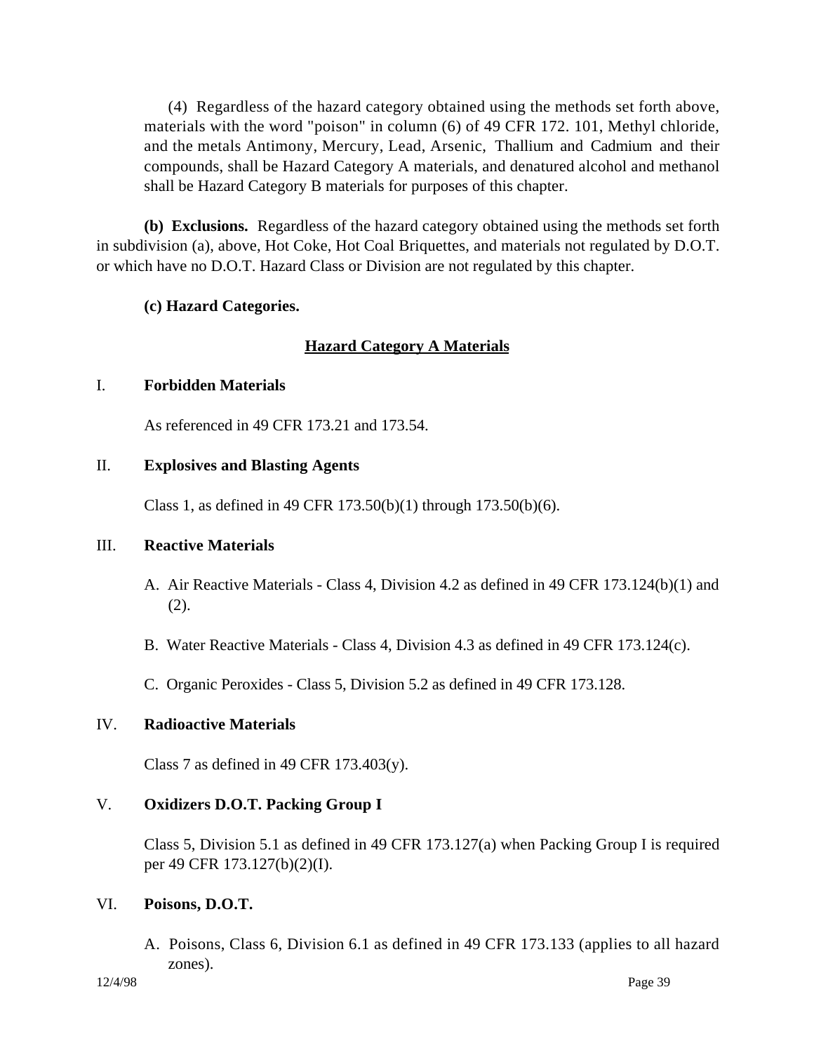(4) Regardless of the hazard category obtained using the methods set forth above, materials with the word "poison" in column (6) of 49 CFR 172. 101, Methyl chloride, and the metals Antimony, Mercury, Lead, Arsenic, Thallium and Cadmium and their compounds, shall be Hazard Category A materials, and denatured alcohol and methanol shall be Hazard Category B materials for purposes of this chapter.

**(b) Exclusions.** Regardless of the hazard category obtained using the methods set forth in subdivision (a), above, Hot Coke, Hot Coal Briquettes, and materials not regulated by D.O.T. or which have no D.O.T. Hazard Class or Division are not regulated by this chapter.

**(c) Hazard Categories.**

**Hazard Category A Materials**

I. **Forbidden Materials**

As referenced in 49 CFR 173.21 and 173.54.

II. **Explosives and Blasting Agents**

Class 1, as defined in 49 CFR 173.50(b)(1) through 173.50(b)(6).

III. **Reactive Materials**

A. Air Reactive Materials - Class 4, Division 4.2 as defined in 49 CFR 173.124(b)(1) and (2).

B. Water Reactive Materials - Class 4, Division 4.3 as defined in 49 CFR 173.124(c).

C. Organic Peroxides - Class 5, Division 5.2 as defined in 49 CFR 173.128.

IV. **Radioactive Materials**

Class 7 as defined in 49 CFR 173.403(y).

V. **Oxidizers D.O.T. Packing Group I**

Class 5, Division 5.1 as defined in 49 CFR 173.127(a) when Packing Group I is required per 49 CFR 173.127(b)(2)(I).

VI. **Poisons, D.O.T.**

A. Poisons, Class 6, Division 6.1 as defined in 49 CFR 173.133 (applies to all hazard zones).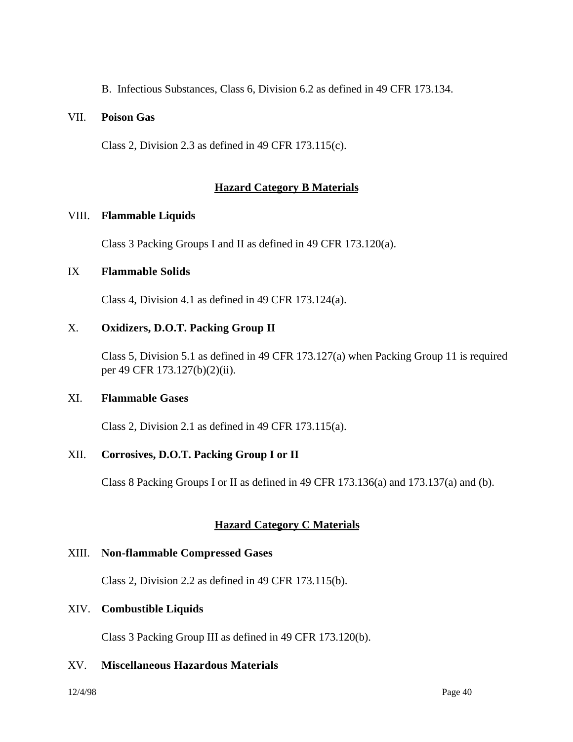B. Infectious Substances, Class 6, Division 6.2 as defined in 49 CFR 173.134.

VII. **Poison Gas**

Class 2, Division 2.3 as defined in 49 CFR 173.115(c).

## Hazard Category B Materials

VIII. **Flammable Liquids**

Class 3 Packing Groups I and II as defined in 49 CFR 173.120(a).

IX **Flammable Solids**

Class 4, Division 4.1 as defined in 49 CFR 173.124(a).

X. **Oxidizers, D.O.T. Packing Group II**

Class 5, Division 5.1 as defined in 49 CFR 173.127(a) when Packing Group 11 is required per 49 CFR 173.127(b)(2)(ii).

XI. **Flammable Gases**

Class 2, Division 2.1 as defined in 49 CFR 173.115(a).

XII. **Corrosives, D.O.T. Packing Group I or II**

Class 8 Packing Groups I or II as defined in 49 CFR 173.136(a) and 173.137(a) and (b).

## Hazard Category C Materials

XIII. **Non-flammable Compressed Gases**

Class 2, Division 2.2 as defined in 49 CFR 173.115(b).

XIV. **Combustible Liquids**

Class 3 Packing Group III as defined in 49 CFR 173.120(b).

XV. **Miscellaneous Hazardous Materials**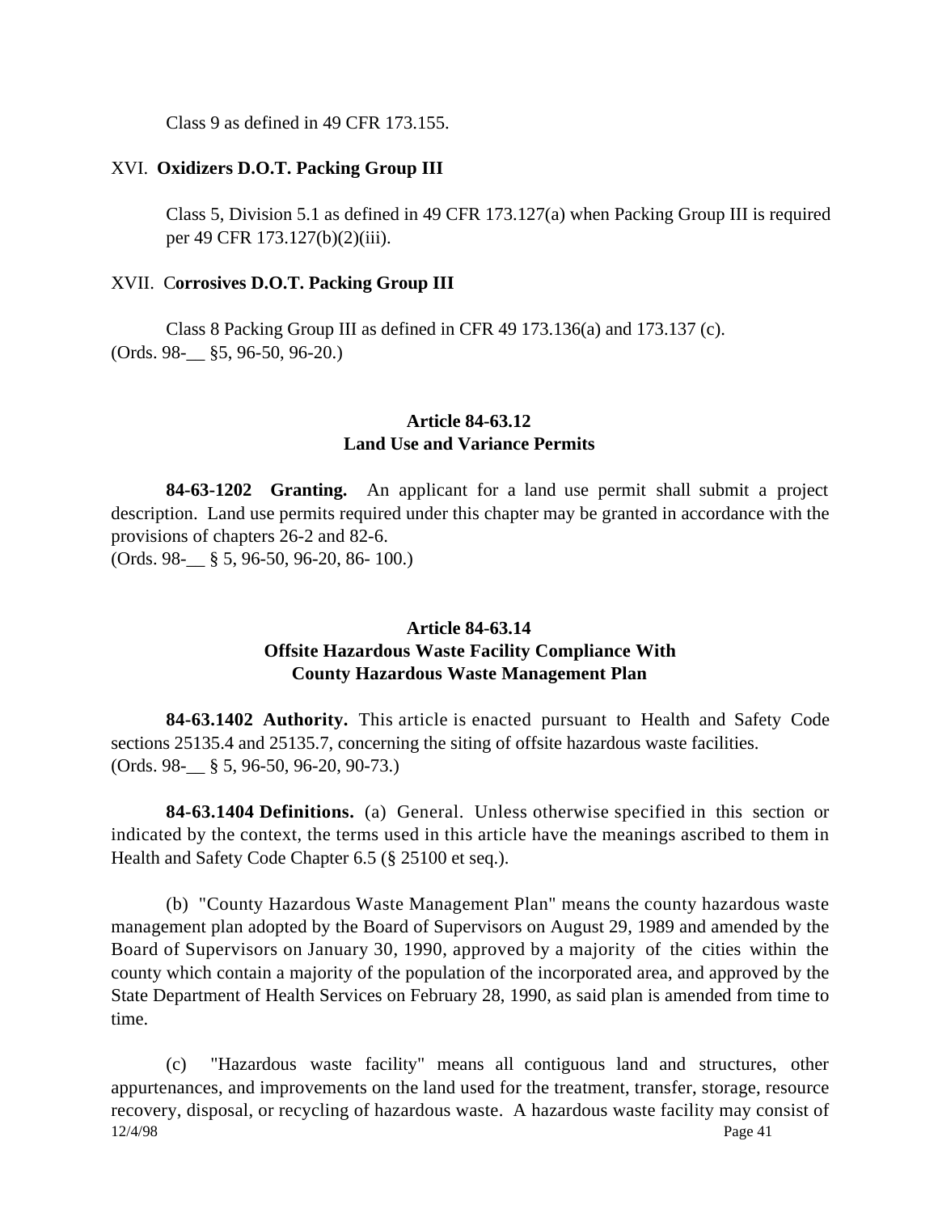Class 9 as defined in 49 CFR 173.155.

XVI. **Oxidizers D.O.T. Packing Group III**

Class 5, Division 5.1 as defined in 49 CFR 173.127(a) when Packing Group III is required per 49 CFR 173.127(b)(2)(iii).

XVII. C**orrosives D.O.T. Packing Group III**

Class 8 Packing Group III as defined in CFR 49 173.136(a) and 173.137 (c).
(Ords. 98-__ §5, 96-50, 96-20.)

## Article 84-63.12
## Land Use and Variance Permits

**84-63-1202 Granting.** An applicant for a land use permit shall submit a project description. Land use permits required under this chapter may be granted in accordance with the provisions of chapters 26-2 and 82-6.
(Ords. 98-__ § 5, 96-50, 96-20, 86- 100.)

## Article 84-63.14
## Offsite Hazardous Waste Facility Compliance With County Hazardous Waste Management Plan

**84-63.1402 Authority.** This article is enacted pursuant to Health and Safety Code sections 25135.4 and 25135.7, concerning the siting of offsite hazardous waste facilities.
(Ords. 98-__ § 5, 96-50, 96-20, 90-73.)

**84-63.1404 Definitions.** (a) General. Unless otherwise specified in this section or indicated by the context, the terms used in this article have the meanings ascribed to them in Health and Safety Code Chapter 6.5 (§ 25100 et seq.).

(b) "County Hazardous Waste Management Plan" means the county hazardous waste management plan adopted by the Board of Supervisors on August 29, 1989 and amended by the Board of Supervisors on January 30, 1990, approved by a majority of the cities within the county which contain a majority of the population of the incorporated area, and approved by the State Department of Health Services on February 28, 1990, as said plan is amended from time to time.

(c) "Hazardous waste facility" means all contiguous land and structures, other appurtenances, and improvements on the land used for the treatment, transfer, storage, resource recovery, disposal, or recycling of hazardous waste. A hazardous waste facility may consist of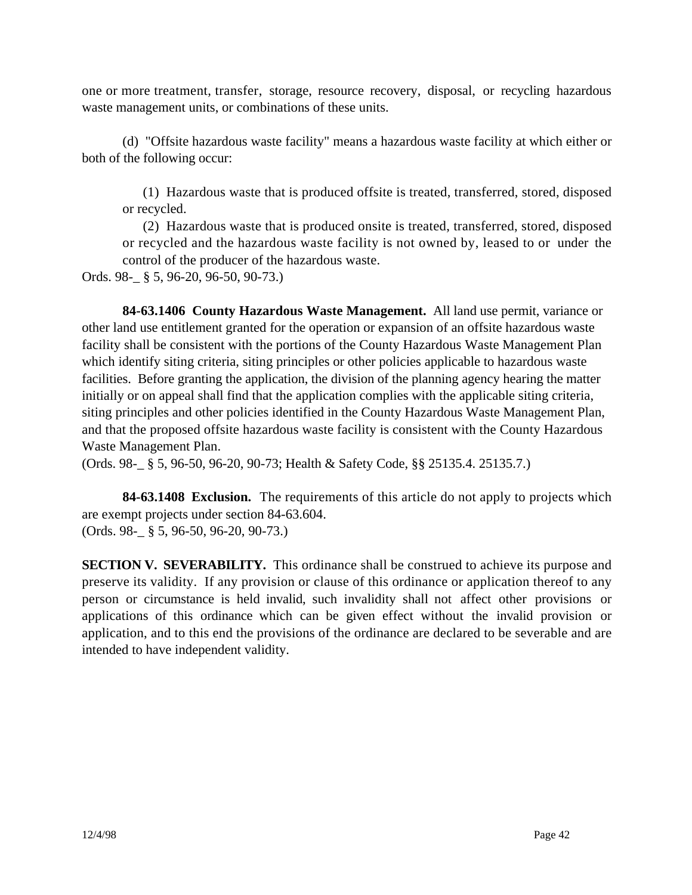one or more treatment, transfer, storage, resource recovery, disposal, or recycling hazardous waste management units, or combinations of these units.

(d) "Offsite hazardous waste facility" means a hazardous waste facility at which either or both of the following occur:

(1) Hazardous waste that is produced offsite is treated, transferred, stored, disposed or recycled.

(2) Hazardous waste that is produced onsite is treated, transferred, stored, disposed or recycled and the hazardous waste facility is not owned by, leased to or under the control of the producer of the hazardous waste.

Ords. 98-_ § 5, 96-20, 96-50, 90-73.)

**84-63.1406 County Hazardous Waste Management.** All land use permit, variance or other land use entitlement granted for the operation or expansion of an offsite hazardous waste facility shall be consistent with the portions of the County Hazardous Waste Management Plan which identify siting criteria, siting principles or other policies applicable to hazardous waste facilities. Before granting the application, the division of the planning agency hearing the matter initially or on appeal shall find that the application complies with the applicable siting criteria, siting principles and other policies identified in the County Hazardous Waste Management Plan, and that the proposed offsite hazardous waste facility is consistent with the County Hazardous Waste Management Plan.

(Ords. 98-_ § 5, 96-50, 96-20, 90-73; Health & Safety Code, §§ 25135.4. 25135.7.)

**84-63.1408 Exclusion.** The requirements of this article do not apply to projects which are exempt projects under section 84-63.604.

(Ords. 98-_ § 5, 96-50, 96-20, 90-73.)

**SECTION V. SEVERABILITY.** This ordinance shall be construed to achieve its purpose and preserve its validity. If any provision or clause of this ordinance or application thereof to any person or circumstance is held invalid, such invalidity shall not affect other provisions or applications of this ordinance which can be given effect without the invalid provision or application, and to this end the provisions of the ordinance are declared to be severable and are intended to have independent validity.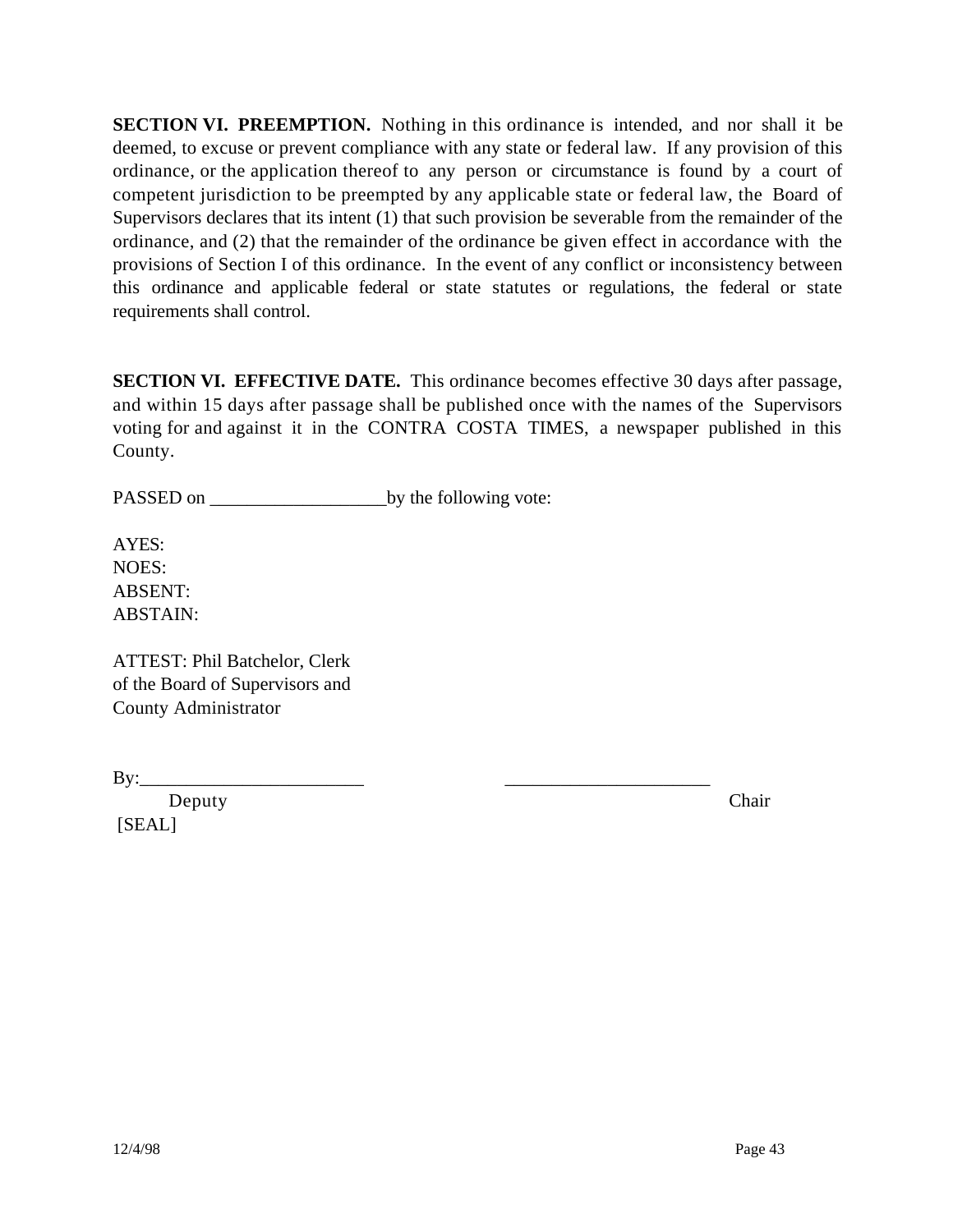**SECTION VI. PREEMPTION.** Nothing in this ordinance is intended, and nor shall it be deemed, to excuse or prevent compliance with any state or federal law. If any provision of this ordinance, or the application thereof to any person or circumstance is found by a court of competent jurisdiction to be preempted by any applicable state or federal law, the Board of Supervisors declares that its intent (1) that such provision be severable from the remainder of the ordinance, and (2) that the remainder of the ordinance be given effect in accordance with the provisions of Section I of this ordinance. In the event of any conflict or inconsistency between this ordinance and applicable federal or state statutes or regulations, the federal or state requirements shall control.

**SECTION VI. EFFECTIVE DATE.** This ordinance becomes effective 30 days after passage, and within 15 days after passage shall be published once with the names of the Supervisors voting for and against it in the CONTRA COSTA TIMES, a newspaper published in this County.

PASSED on ___________________by the following vote:

AYES:
NOES:
ABSENT:
ABSTAIN:

ATTEST: Phil Batchelor, Clerk
of the Board of Supervisors and
County Administrator

By:________________________ ______________________
Deputy Chair
[SEAL]

12/4/98